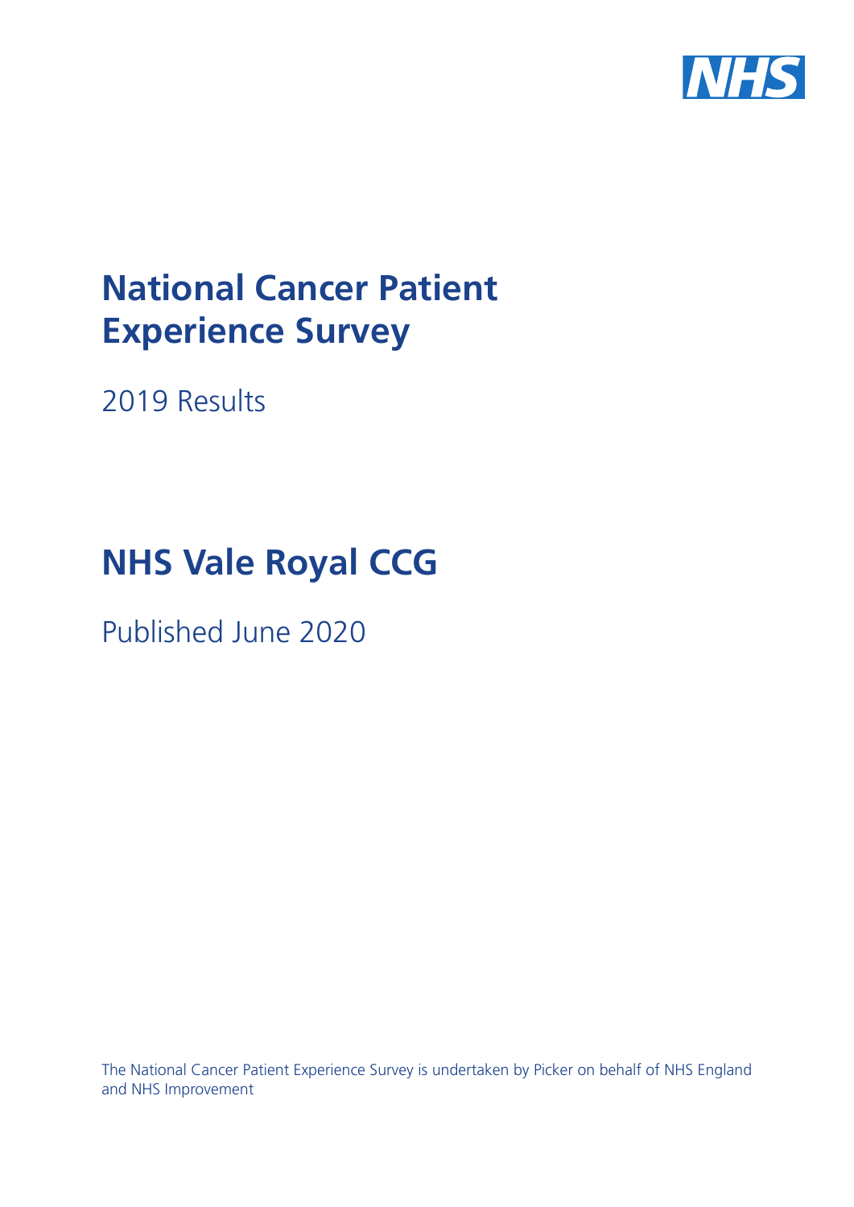# National Cancer Patient Experience Survey

2019 Results

# NHS Vale Royal CCG

Published June 2020

The National Cancer Patient Experience Survey is undertaken by Picker on behalf of NHS England and NHS Improvement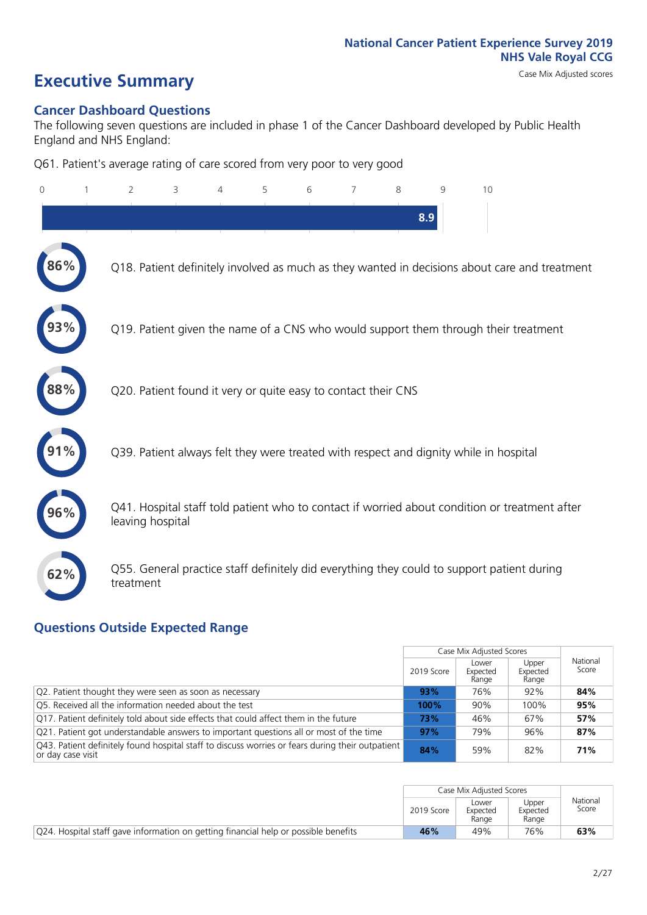National Cancer Patient Experience Survey 2019
NHS Vale Royal CCG

Case Mix Adjusted scores

# Executive Summary

## Cancer Dashboard Questions

The following seven questions are included in phase 1 of the Cancer Dashboard developed by Public Health England and NHS England:

Q61. Patient's average rating of care scored from very poor to very good

8.9

- 86% Q18. Patient definitely involved as much as they wanted in decisions about care and treatment
- 93% Q19. Patient given the name of a CNS who would support them through their treatment
- 88% Q20. Patient found it very or quite easy to contact their CNS
- 91% Q39. Patient always felt they were treated with respect and dignity while in hospital
- 96% Q41. Hospital staff told patient who to contact if worried about condition or treatment after leaving hospital
- 62% Q55. General practice staff definitely did everything they could to support patient during treatment

## Questions Outside Expected Range

| | Case Mix Adjusted Scores | | | National Score |
|---|---|---|---|---|
| | 2019 Score | Lower Expected Range | Upper Expected Range | |
| Q2. Patient thought they were seen as soon as necessary | **93%** | 76% | 92% | **84%** |
| Q5. Received all the information needed about the test | **100%** | 90% | 100% | **95%** |
| Q17. Patient definitely told about side effects that could affect them in the future | **73%** | 46% | 67% | **57%** |
| Q21. Patient got understandable answers to important questions all or most of the time | **97%** | 79% | 96% | **87%** |
| Q43. Patient definitely found hospital staff to discuss worries or fears during their outpatient or day case visit | **84%** | 59% | 82% | **71%** |

| | Case Mix Adjusted Scores | | | National Score |
|---|---|---|---|---|
| | 2019 Score | Lower Expected Range | Upper Expected Range | |
| Q24. Hospital staff gave information on getting financial help or possible benefits | **46%** | 49% | 76% | **63%** |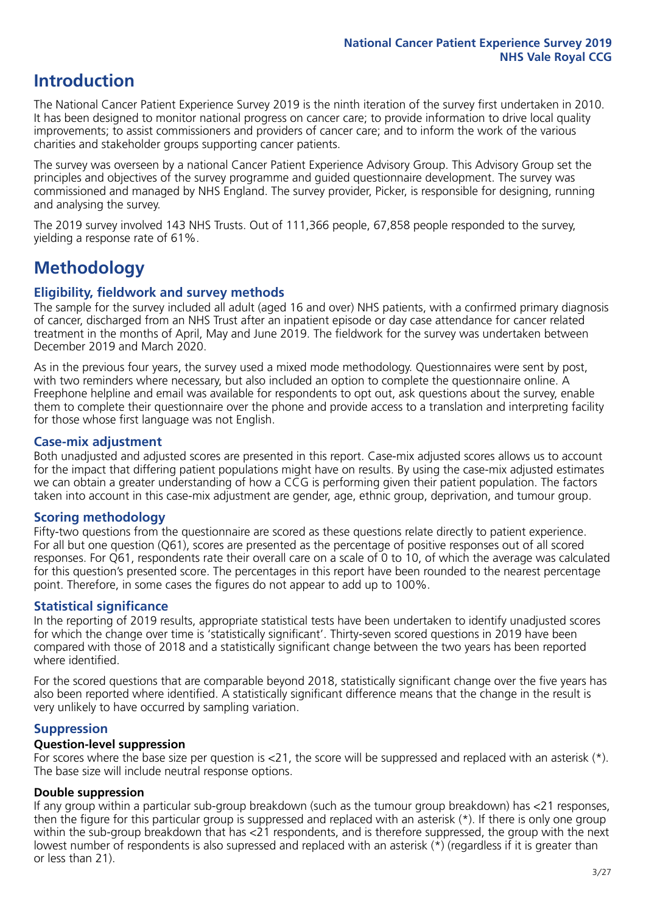# Introduction

The National Cancer Patient Experience Survey 2019 is the ninth iteration of the survey first undertaken in 2010. It has been designed to monitor national progress on cancer care; to provide information to drive local quality improvements; to assist commissioners and providers of cancer care; and to inform the work of the various charities and stakeholder groups supporting cancer patients.

The survey was overseen by a national Cancer Patient Experience Advisory Group. This Advisory Group set the principles and objectives of the survey programme and guided questionnaire development. The survey was commissioned and managed by NHS England. The survey provider, Picker, is responsible for designing, running and analysing the survey.

The 2019 survey involved 143 NHS Trusts. Out of 111,366 people, 67,858 people responded to the survey, yielding a response rate of 61%.

# Methodology

## Eligibility, fieldwork and survey methods

The sample for the survey included all adult (aged 16 and over) NHS patients, with a confirmed primary diagnosis of cancer, discharged from an NHS Trust after an inpatient episode or day case attendance for cancer related treatment in the months of April, May and June 2019. The fieldwork for the survey was undertaken between December 2019 and March 2020.

As in the previous four years, the survey used a mixed mode methodology. Questionnaires were sent by post, with two reminders where necessary, but also included an option to complete the questionnaire online. A Freephone helpline and email was available for respondents to opt out, ask questions about the survey, enable them to complete their questionnaire over the phone and provide access to a translation and interpreting facility for those whose first language was not English.

## Case-mix adjustment

Both unadjusted and adjusted scores are presented in this report. Case-mix adjusted scores allows us to account for the impact that differing patient populations might have on results. By using the case-mix adjusted estimates we can obtain a greater understanding of how a CCG is performing given their patient population. The factors taken into account in this case-mix adjustment are gender, age, ethnic group, deprivation, and tumour group.

## Scoring methodology

Fifty-two questions from the questionnaire are scored as these questions relate directly to patient experience. For all but one question (Q61), scores are presented as the percentage of positive responses out of all scored responses. For Q61, respondents rate their overall care on a scale of 0 to 10, of which the average was calculated for this question's presented score. The percentages in this report have been rounded to the nearest percentage point. Therefore, in some cases the figures do not appear to add up to 100%.

## Statistical significance

In the reporting of 2019 results, appropriate statistical tests have been undertaken to identify unadjusted scores for which the change over time is 'statistically significant'. Thirty-seven scored questions in 2019 have been compared with those of 2018 and a statistically significant change between the two years has been reported where identified.

For the scored questions that are comparable beyond 2018, statistically significant change over the five years has also been reported where identified. A statistically significant difference means that the change in the result is very unlikely to have occurred by sampling variation.

## Suppression

### Question-level suppression

For scores where the base size per question is <21, the score will be suppressed and replaced with an asterisk (*). The base size will include neutral response options.

### Double suppression

If any group within a particular sub-group breakdown (such as the tumour group breakdown) has <21 responses, then the figure for this particular group is suppressed and replaced with an asterisk (*). If there is only one group within the sub-group breakdown that has <21 respondents, and is therefore suppressed, the group with the next lowest number of respondents is also supressed and replaced with an asterisk (*) (regardless if it is greater than or less than 21).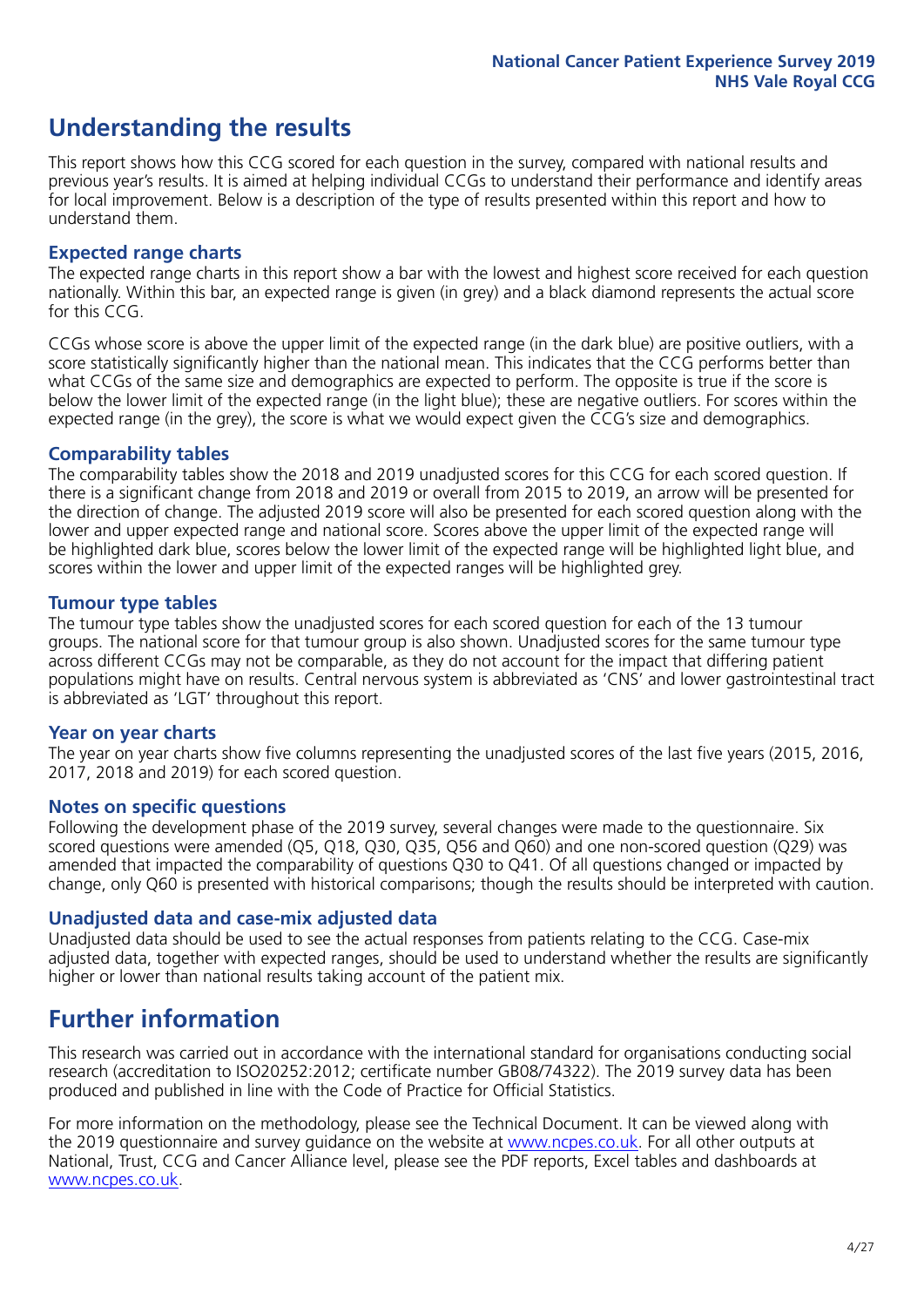# Understanding the results

This report shows how this CCG scored for each question in the survey, compared with national results and previous year's results. It is aimed at helping individual CCGs to understand their performance and identify areas for local improvement. Below is a description of the type of results presented within this report and how to understand them.

## Expected range charts

The expected range charts in this report show a bar with the lowest and highest score received for each question nationally. Within this bar, an expected range is given (in grey) and a black diamond represents the actual score for this CCG.

CCGs whose score is above the upper limit of the expected range (in the dark blue) are positive outliers, with a score statistically significantly higher than the national mean. This indicates that the CCG performs better than what CCGs of the same size and demographics are expected to perform. The opposite is true if the score is below the lower limit of the expected range (in the light blue); these are negative outliers. For scores within the expected range (in the grey), the score is what we would expect given the CCG's size and demographics.

## Comparability tables

The comparability tables show the 2018 and 2019 unadjusted scores for this CCG for each scored question. If there is a significant change from 2018 and 2019 or overall from 2015 to 2019, an arrow will be presented for the direction of change. The adjusted 2019 score will also be presented for each scored question along with the lower and upper expected range and national score. Scores above the upper limit of the expected range will be highlighted dark blue, scores below the lower limit of the expected range will be highlighted light blue, and scores within the lower and upper limit of the expected ranges will be highlighted grey.

## Tumour type tables

The tumour type tables show the unadjusted scores for each scored question for each of the 13 tumour groups. The national score for that tumour group is also shown. Unadjusted scores for the same tumour type across different CCGs may not be comparable, as they do not account for the impact that differing patient populations might have on results. Central nervous system is abbreviated as 'CNS' and lower gastrointestinal tract is abbreviated as 'LGT' throughout this report.

## Year on year charts

The year on year charts show five columns representing the unadjusted scores of the last five years (2015, 2016, 2017, 2018 and 2019) for each scored question.

## Notes on specific questions

Following the development phase of the 2019 survey, several changes were made to the questionnaire. Six scored questions were amended (Q5, Q18, Q30, Q35, Q56 and Q60) and one non-scored question (Q29) was amended that impacted the comparability of questions Q30 to Q41. Of all questions changed or impacted by change, only Q60 is presented with historical comparisons; though the results should be interpreted with caution.

## Unadjusted data and case-mix adjusted data

Unadjusted data should be used to see the actual responses from patients relating to the CCG. Case-mix adjusted data, together with expected ranges, should be used to understand whether the results are significantly higher or lower than national results taking account of the patient mix.

# Further information

This research was carried out in accordance with the international standard for organisations conducting social research (accreditation to ISO20252:2012; certificate number GB08/74322). The 2019 survey data has been produced and published in line with the Code of Practice for Official Statistics.

For more information on the methodology, please see the Technical Document. It can be viewed along with the 2019 questionnaire and survey guidance on the website at www.ncpes.co.uk. For all other outputs at National, Trust, CCG and Cancer Alliance level, please see the PDF reports, Excel tables and dashboards at www.ncpes.co.uk.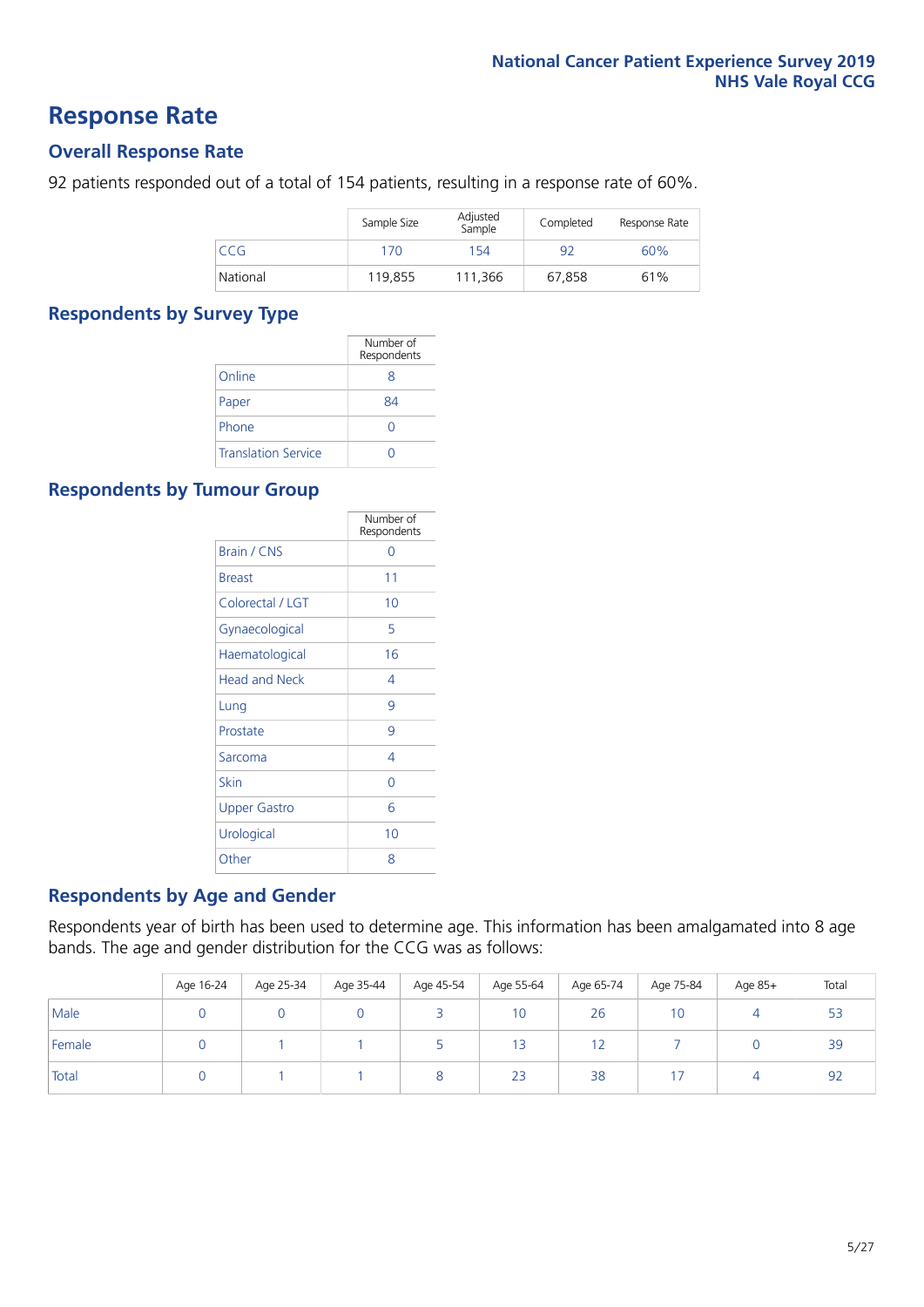# Response Rate

## Overall Response Rate

92 patients responded out of a total of 154 patients, resulting in a response rate of 60%.

| | Sample Size | Adjusted Sample | Completed | Response Rate |
|---|---|---|---|---|
| CCG | 170 | 154 | 92 | 60% |
| National | 119,855 | 111,366 | 67,858 | 61% |

## Respondents by Survey Type

| | Number of Respondents |
|---|---|
| Online | 8 |
| Paper | 84 |
| Phone | 0 |
| Translation Service | 0 |

## Respondents by Tumour Group

| | Number of Respondents |
|---|---|
| Brain / CNS | 0 |
| Breast | 11 |
| Colorectal / LGT | 10 |
| Gynaecological | 5 |
| Haematological | 16 |
| Head and Neck | 4 |
| Lung | 9 |
| Prostate | 9 |
| Sarcoma | 4 |
| Skin | 0 |
| Upper Gastro | 6 |
| Urological | 10 |
| Other | 8 |

## Respondents by Age and Gender

Respondents year of birth has been used to determine age. This information has been amalgamated into 8 age bands. The age and gender distribution for the CCG was as follows:

| | Age 16-24 | Age 25-34 | Age 35-44 | Age 45-54 | Age 55-64 | Age 65-74 | Age 75-84 | Age 85+ | Total |
|---|---|---|---|---|---|---|---|---|---|
| Male | 0 | 0 | 0 | 3 | 10 | 26 | 10 | 4 | 53 |
| Female | 0 | 1 | 1 | 5 | 13 | 12 | 7 | 0 | 39 |
| Total | 0 | 1 | 1 | 8 | 23 | 38 | 17 | 4 | 92 |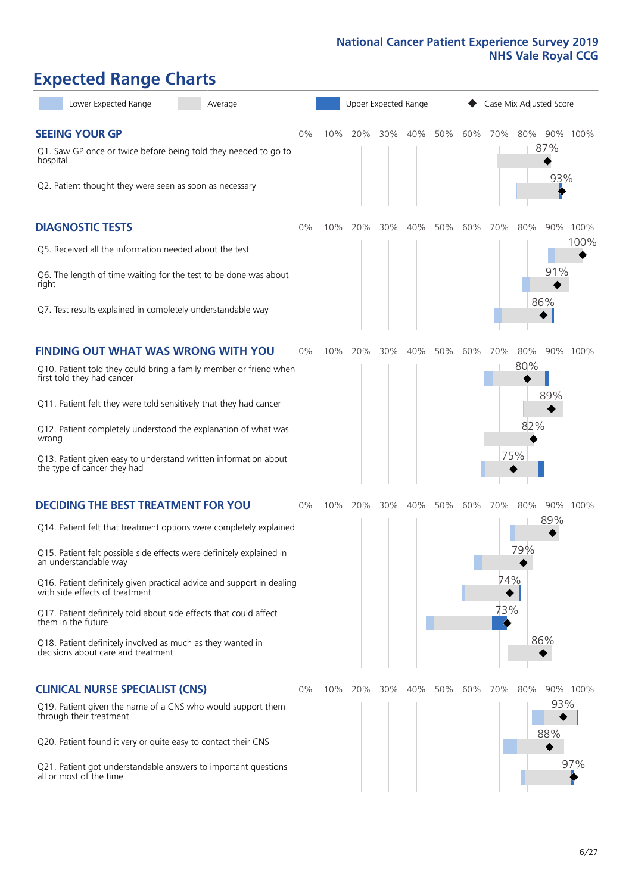# Expected Range Charts

Lower Expected Range | Average | Upper Expected Range | Case Mix Adjusted Score

## SEEING YOUR GP

| Question | Score |
|---|---|
| Q1. Saw GP once or twice before being told they needed to go to hospital | 87% |
| Q2. Patient thought they were seen as soon as necessary | 93% |

## DIAGNOSTIC TESTS

| Question | Score |
|---|---|
| Q5. Received all the information needed about the test | 100% |
| Q6. The length of time waiting for the test to be done was about right | 91% |
| Q7. Test results explained in completely understandable way | 86% |

## FINDING OUT WHAT WAS WRONG WITH YOU

| Question | Score |
|---|---|
| Q10. Patient told they could bring a family member or friend when first told they had cancer | 80% |
| Q11. Patient felt they were told sensitively that they had cancer | 89% |
| Q12. Patient completely understood the explanation of what was wrong | 82% |
| Q13. Patient given easy to understand written information about the type of cancer they had | 75% |

## DECIDING THE BEST TREATMENT FOR YOU

| Question | Score |
|---|---|
| Q14. Patient felt that treatment options were completely explained | 89% |
| Q15. Patient felt possible side effects were definitely explained in an understandable way | 79% |
| Q16. Patient definitely given practical advice and support in dealing with side effects of treatment | 74% |
| Q17. Patient definitely told about side effects that could affect them in the future | 73% |
| Q18. Patient definitely involved as much as they wanted in decisions about care and treatment | 86% |

## CLINICAL NURSE SPECIALIST (CNS)

| Question | Score |
|---|---|
| Q19. Patient given the name of a CNS who would support them through their treatment | 93% |
| Q20. Patient found it very or quite easy to contact their CNS | 88% |
| Q21. Patient got understandable answers to important questions all or most of the time | 97% |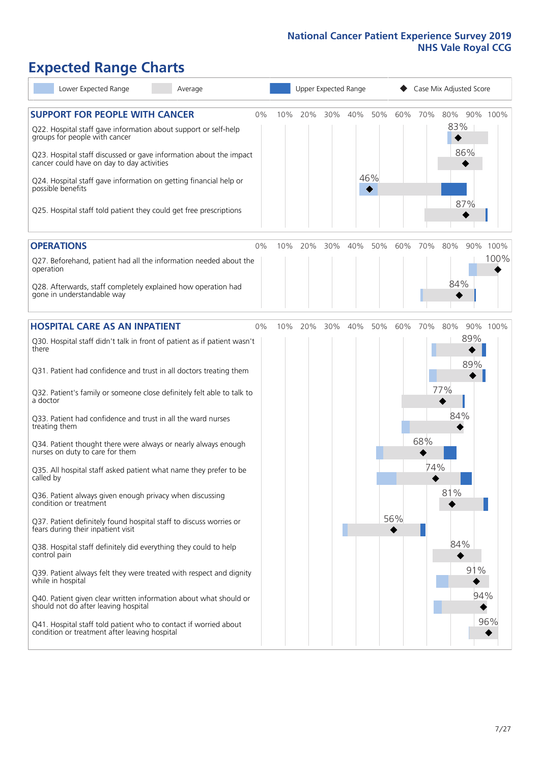# Expected Range Charts

Lower Expected Range | Average | Upper Expected Range | ◆ Case Mix Adjusted Score

## SUPPORT FOR PEOPLE WITH CANCER

| Question | Case Mix Adjusted Score |
|---|---|
| Q22. Hospital staff gave information about support or self-help groups for people with cancer | 83% |
| Q23. Hospital staff discussed or gave information about the impact cancer could have on day to day activities | 86% |
| Q24. Hospital staff gave information on getting financial help or possible benefits | 46% |
| Q25. Hospital staff told patient they could get free prescriptions | 87% |

## OPERATIONS

| Question | Case Mix Adjusted Score |
|---|---|
| Q27. Beforehand, patient had all the information needed about the operation | 100% |
| Q28. Afterwards, staff completely explained how operation had gone in understandable way | 84% |

## HOSPITAL CARE AS AN INPATIENT

| Question | Case Mix Adjusted Score |
|---|---|
| Q30. Hospital staff didn't talk in front of patient as if patient wasn't there | 89% |
| Q31. Patient had confidence and trust in all doctors treating them | 89% |
| Q32. Patient's family or someone close definitely felt able to talk to a doctor | 77% |
| Q33. Patient had confidence and trust in all the ward nurses treating them | 84% |
| Q34. Patient thought there were always or nearly always enough nurses on duty to care for them | 68% |
| Q35. All hospital staff asked patient what name they prefer to be called by | 74% |
| Q36. Patient always given enough privacy when discussing condition or treatment | 81% |
| Q37. Patient definitely found hospital staff to discuss worries or fears during their inpatient visit | 56% |
| Q38. Hospital staff definitely did everything they could to help control pain | 84% |
| Q39. Patient always felt they were treated with respect and dignity while in hospital | 91% |
| Q40. Patient given clear written information about what should or should not do after leaving hospital | 94% |
| Q41. Hospital staff told patient who to contact if worried about condition or treatment after leaving hospital | 96% |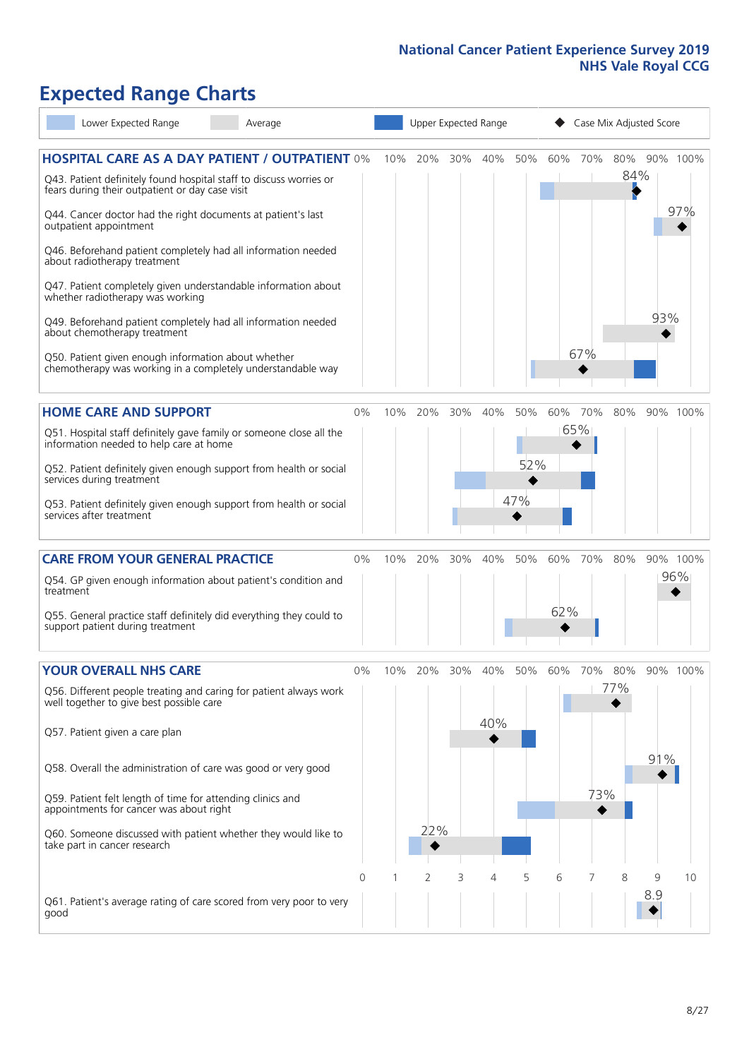# National Cancer Patient Experience Survey 2019
## NHS Vale Royal CCG

# Expected Range Charts

Lower Expected Range | Average | Upper Expected Range | Case Mix Adjusted Score

### HOSPITAL CARE AS A DAY PATIENT / OUTPATIENT

| Question | Case Mix Adjusted Score |
|---|---|
| Q43. Patient definitely found hospital staff to discuss worries or fears during their outpatient or day case visit | 84% |
| Q44. Cancer doctor had the right documents at patient's last outpatient appointment | 97% |
| Q46. Beforehand patient completely had all information needed about radiotherapy treatment | |
| Q47. Patient completely given understandable information about whether radiotherapy treatment was working | |
| Q49. Beforehand patient completely had all information needed about chemotherapy treatment | 93% |
| Q50. Patient given enough information about whether chemotherapy was working in a completely understandable way | 67% |

### HOME CARE AND SUPPORT

| Question | Case Mix Adjusted Score |
|---|---|
| Q51. Hospital staff definitely gave family or someone close all the information needed to help care at home | 65% |
| Q52. Patient definitely given enough support from health or social services during treatment | 52% |
| Q53. Patient definitely given enough support from health or social services after treatment | 47% |

### CARE FROM YOUR GENERAL PRACTICE

| Question | Case Mix Adjusted Score |
|---|---|
| Q54. GP given enough information about patient's condition and treatment | 96% |
| Q55. General practice staff definitely did everything they could to support patient during treatment | 62% |

### YOUR OVERALL NHS CARE

| Question | Case Mix Adjusted Score |
|---|---|
| Q56. Different people treating and caring for patient always work well together to give best possible care | 77% |
| Q57. Patient given a care plan | 40% |
| Q58. Overall the administration of care was good or very good | 91% |
| Q59. Patient felt length of time for attending clinics and appointments for cancer was about right | 73% |
| Q60. Someone discussed with patient whether they would like to take part in cancer research | 22% |
| Q61. Patient's average rating of care scored from very poor to very good | 8.9 |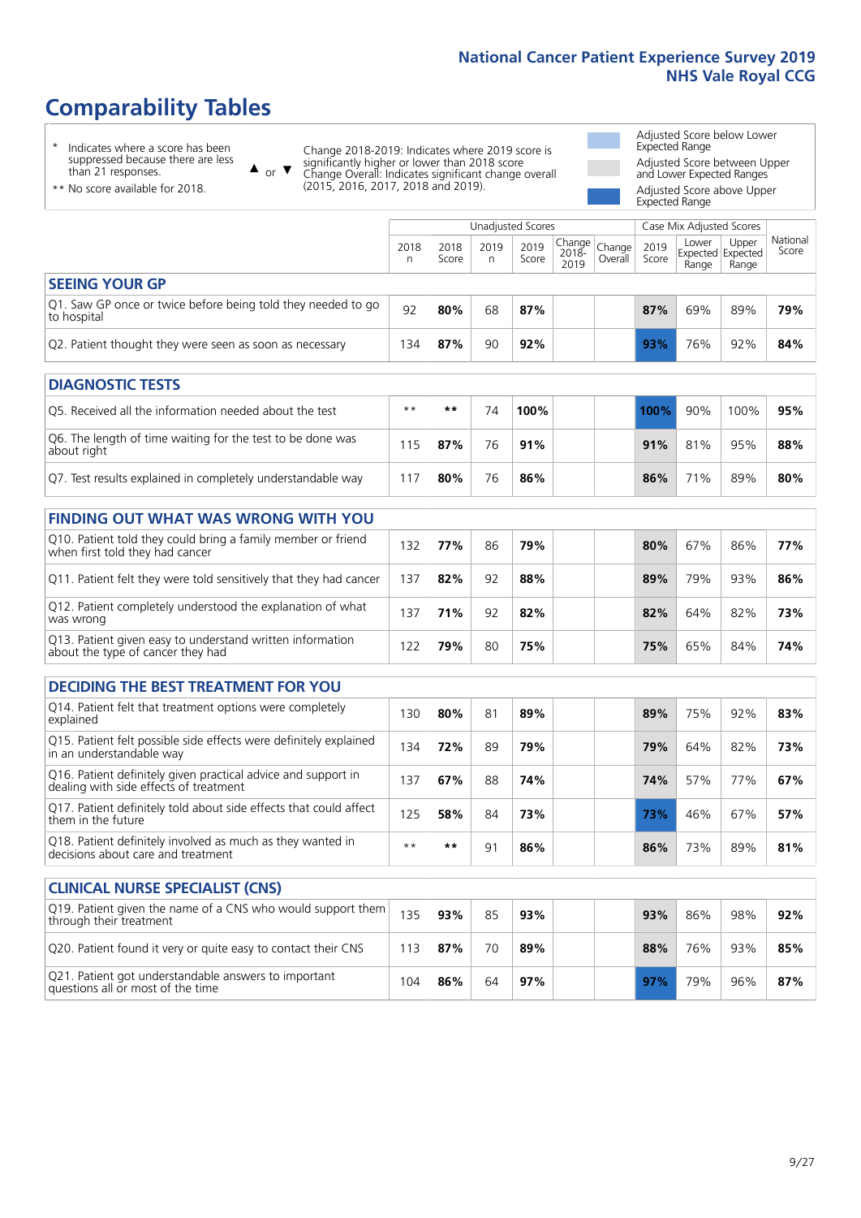# Comparability Tables

\* Indicates where a score has been suppressed because there are less than 21 responses.

\*\* No score available for 2018.

▲ or ▼ Change 2018-2019: Indicates where 2019 score is significantly higher or lower than 2018 score. Change Overall: Indicates significant change overall (2015, 2016, 2017, 2018 and 2019).

- Adjusted Score below Lower Expected Range
- Adjusted Score between Upper and Lower Expected Ranges
- Adjusted Score above Upper Expected Range

| | Unadjusted Scores | | | | | | Case Mix Adjusted Scores | | | |
|---|---|---|---|---|---|---|---|---|---|---|
| | 2018 n | 2018 Score | 2019 n | 2019 Score | Change 2018-2019 | Change Overall | 2019 Score | Lower Expected Range | Upper Expected Range | National Score |
| **SEEING YOUR GP** | | | | | | | | | | |
| Q1. Saw GP once or twice before being told they needed to go to hospital | 92 | **80%** | 68 | **87%** | | | **87%** | 69% | 89% | **79%** |
| Q2. Patient thought they were seen as soon as necessary | 134 | **87%** | 90 | **92%** | | | **93%** | 76% | 92% | **84%** |
| **DIAGNOSTIC TESTS** | | | | | | | | | | |
| Q5. Received all the information needed about the test | ** | ** | 74 | **100%** | | | **100%** | 90% | 100% | **95%** |
| Q6. The length of time waiting for the test to be done was about right | 115 | **87%** | 76 | **91%** | | | **91%** | 81% | 95% | **88%** |
| Q7. Test results explained in completely understandable way | 117 | **80%** | 76 | **86%** | | | **86%** | 71% | 89% | **80%** |
| **FINDING OUT WHAT WAS WRONG WITH YOU** | | | | | | | | | | |
| Q10. Patient told they could bring a family member or friend when first told they had cancer | 132 | **77%** | 86 | **79%** | | | **80%** | 67% | 86% | **77%** |
| Q11. Patient felt they were told sensitively that they had cancer | 137 | **82%** | 92 | **88%** | | | **89%** | 79% | 93% | **86%** |
| Q12. Patient completely understood the explanation of what was wrong | 137 | **71%** | 92 | **82%** | | | **82%** | 64% | 82% | **73%** |
| Q13. Patient given easy to understand written information about the type of cancer they had | 122 | **79%** | 80 | **75%** | | | **75%** | 65% | 84% | **74%** |
| **DECIDING THE BEST TREATMENT FOR YOU** | | | | | | | | | | |
| Q14. Patient felt that treatment options were completely explained | 130 | **80%** | 81 | **89%** | | | **89%** | 75% | 92% | **83%** |
| Q15. Patient felt possible side effects were definitely explained in an understandable way | 134 | **72%** | 89 | **79%** | | | **79%** | 64% | 82% | **73%** |
| Q16. Patient definitely given practical advice and support in dealing with side effects of treatment | 137 | **67%** | 88 | **74%** | | | **74%** | 57% | 77% | **67%** |
| Q17. Patient definitely told about side effects that could affect them in the future | 125 | **58%** | 84 | **73%** | | | **73%** | 46% | 67% | **57%** |
| Q18. Patient definitely involved as much as they wanted in decisions about care and treatment | ** | ** | 91 | **86%** | | | **86%** | 73% | 89% | **81%** |
| **CLINICAL NURSE SPECIALIST (CNS)** | | | | | | | | | | |
| Q19. Patient given the name of a CNS who would support them through their treatment | 135 | **93%** | 85 | **93%** | | | **93%** | 86% | 98% | **92%** |
| Q20. Patient found it very or quite easy to contact their CNS | 113 | **87%** | 70 | **89%** | | | **88%** | 76% | 93% | **85%** |
| Q21. Patient got understandable answers to important questions all or most of the time | 104 | **86%** | 64 | **97%** | | | **97%** | 79% | 96% | **87%** |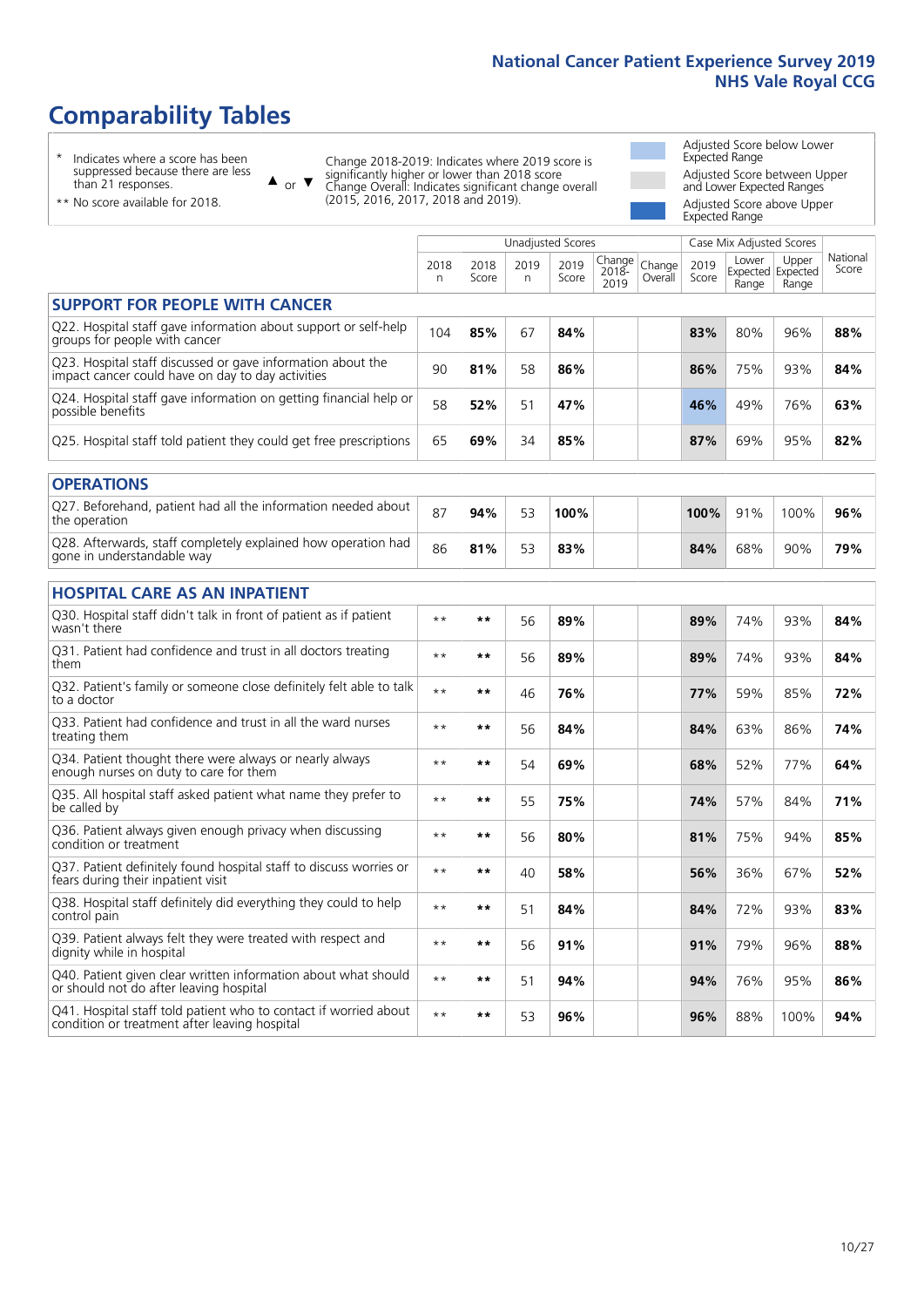# Comparability Tables

- \* Indicates where a score has been suppressed because there are less than 21 responses.
- \*\* No score available for 2018.

▲ or ▼ Change 2018-2019: Indicates where 2019 score is significantly higher or lower than 2018 score. Change Overall: Indicates significant change overall (2015, 2016, 2017, 2018 and 2019).

- Adjusted Score below Lower Expected Range
- Adjusted Score between Upper and Lower Expected Ranges
- Adjusted Score above Upper Expected Range

| | Unadjusted Scores | | | | | | Case Mix Adjusted Scores | | | |
|---|---|---|---|---|---|---|---|---|---|---|
| | 2018 n | 2018 Score | 2019 n | 2019 Score | Change 2018-2019 | Change Overall | 2019 Score | Lower Expected Range | Upper Expected Range | National Score |
| **SUPPORT FOR PEOPLE WITH CANCER** | | | | | | | | | | |
| Q22. Hospital staff gave information about support or self-help groups for people with cancer | 104 | **85%** | 67 | **84%** | | | **83%** | 80% | 96% | **88%** |
| Q23. Hospital staff discussed or gave information about the impact cancer could have on day to day activities | 90 | **81%** | 58 | **86%** | | | **86%** | 75% | 93% | **84%** |
| Q24. Hospital staff gave information on getting financial help or possible benefits | 58 | **52%** | 51 | **47%** | | | **46%** | 49% | 76% | **63%** |
| Q25. Hospital staff told patient they could get free prescriptions | 65 | **69%** | 34 | **85%** | | | **87%** | 69% | 95% | **82%** |
| **OPERATIONS** | | | | | | | | | | |
| Q27. Beforehand, patient had all the information needed about the operation | 87 | **94%** | 53 | **100%** | | | **100%** | 91% | 100% | **96%** |
| Q28. Afterwards, staff completely explained how operation had gone in understandable way | 86 | **81%** | 53 | **83%** | | | **84%** | 68% | 90% | **79%** |
| **HOSPITAL CARE AS AN INPATIENT** | | | | | | | | | | |
| Q30. Hospital staff didn't talk in front of patient as if patient wasn't there | \*\* | **\*\*** | 56 | **89%** | | | **89%** | 74% | 93% | **84%** |
| Q31. Patient had confidence and trust in all doctors treating them | \*\* | **\*\*** | 56 | **89%** | | | **89%** | 74% | 93% | **84%** |
| Q32. Patient's family or someone close definitely felt able to talk to a doctor | \*\* | **\*\*** | 46 | **76%** | | | **77%** | 59% | 85% | **72%** |
| Q33. Patient had confidence and trust in all the ward nurses treating them | \*\* | **\*\*** | 56 | **84%** | | | **84%** | 63% | 86% | **74%** |
| Q34. Patient thought there were always or nearly always enough nurses on duty to care for them | \*\* | **\*\*** | 54 | **69%** | | | **68%** | 52% | 77% | **64%** |
| Q35. All hospital staff asked patient what name they prefer to be called by | \*\* | **\*\*** | 55 | **75%** | | | **74%** | 57% | 84% | **71%** |
| Q36. Patient always given enough privacy when discussing condition or treatment | \*\* | **\*\*** | 56 | **80%** | | | **81%** | 75% | 94% | **85%** |
| Q37. Patient definitely found hospital staff to discuss worries or fears during their inpatient visit | \*\* | **\*\*** | 40 | **58%** | | | **56%** | 36% | 67% | **52%** |
| Q38. Hospital staff definitely did everything they could to help control pain | \*\* | **\*\*** | 51 | **84%** | | | **84%** | 72% | 93% | **83%** |
| Q39. Patient always felt they were treated with respect and dignity while in hospital | \*\* | **\*\*** | 56 | **91%** | | | **91%** | 79% | 96% | **88%** |
| Q40. Patient given clear written information about what should or should not do after leaving hospital | \*\* | **\*\*** | 51 | **94%** | | | **94%** | 76% | 95% | **86%** |
| Q41. Hospital staff told patient who to contact if worried about condition or treatment after leaving hospital | \*\* | **\*\*** | 53 | **96%** | | | **96%** | 88% | 100% | **94%** |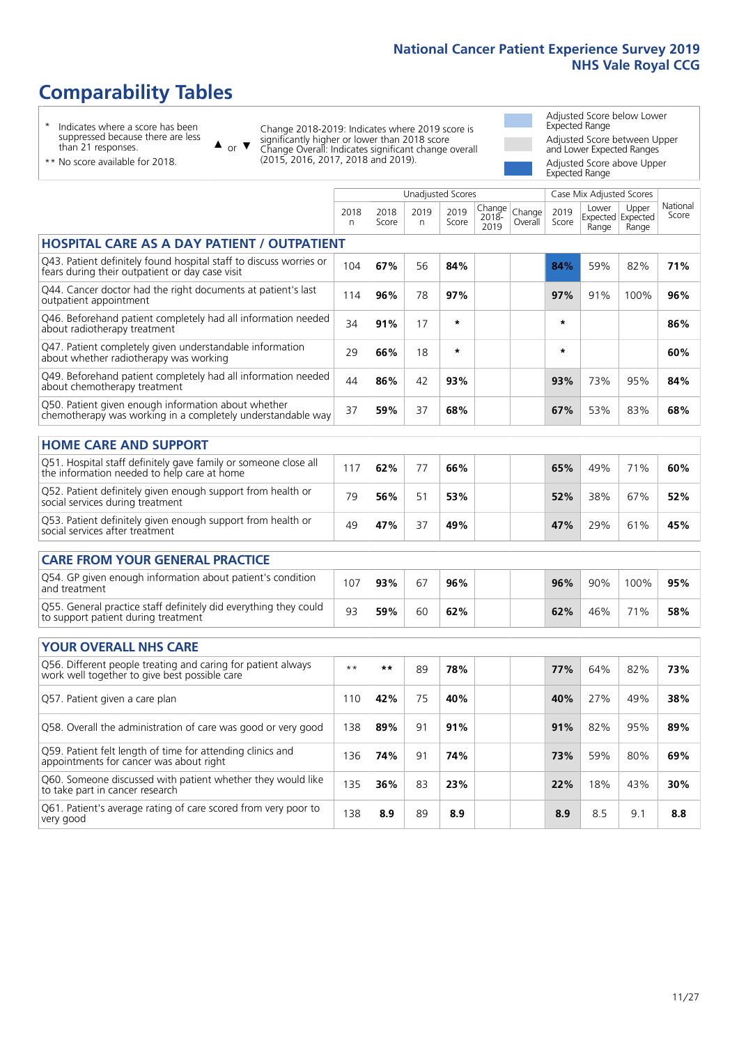# Comparability Tables

\* Indicates where a score has been suppressed because there are less than 21 responses.

\*\* No score available for 2018.

▲ or ▼ Change 2018-2019: Indicates where 2019 score is significantly higher or lower than 2018 score. Change Overall: Indicates significant change overall (2015, 2016, 2017, 2018 and 2019).

Adjusted Score below Lower Expected Range

Adjusted Score between Upper and Lower Expected Ranges

Adjusted Score above Upper Expected Range

| | Unadjusted Scores | | | | | | Case Mix Adjusted Scores | | | |
|---|---|---|---|---|---|---|---|---|---|---|
| | 2018 n | 2018 Score | 2019 n | 2019 Score | Change 2018-2019 | Change Overall | 2019 Score | Lower Expected Range | Upper Expected Range | National Score |
| **HOSPITAL CARE AS A DAY PATIENT / OUTPATIENT** | | | | | | | | | | |
| Q43. Patient definitely found hospital staff to discuss worries or fears during their outpatient or day case visit | 104 | 67% | 56 | 84% | | | 84% | 59% | 82% | 71% |
| Q44. Cancer doctor had the right documents at patient's last outpatient appointment | 114 | 96% | 78 | 97% | | | 97% | 91% | 100% | 96% |
| Q46. Beforehand patient completely had all information needed about radiotherapy treatment | 34 | 91% | 17 | * | | | * | | | 86% |
| Q47. Patient completely given understandable information about whether radiotherapy was working | 29 | 66% | 18 | * | | | * | | | 60% |
| Q49. Beforehand patient completely had all information needed about chemotherapy treatment | 44 | 86% | 42 | 93% | | | 93% | 73% | 95% | 84% |
| Q50. Patient given enough information about whether chemotherapy was working in a completely understandable way | 37 | 59% | 37 | 68% | | | 67% | 53% | 83% | 68% |
| **HOME CARE AND SUPPORT** | | | | | | | | | | |
| Q51. Hospital staff definitely gave family or someone close all the information needed to help care at home | 117 | 62% | 77 | 66% | | | 65% | 49% | 71% | 60% |
| Q52. Patient definitely given enough support from health or social services during treatment | 79 | 56% | 51 | 53% | | | 52% | 38% | 67% | 52% |
| Q53. Patient definitely given enough support from health or social services after treatment | 49 | 47% | 37 | 49% | | | 47% | 29% | 61% | 45% |
| **CARE FROM YOUR GENERAL PRACTICE** | | | | | | | | | | |
| Q54. GP given enough information about patient's condition and treatment | 107 | 93% | 67 | 96% | | | 96% | 90% | 100% | 95% |
| Q55. General practice staff definitely did everything they could to support patient during treatment | 93 | 59% | 60 | 62% | | | 62% | 46% | 71% | 58% |
| **YOUR OVERALL NHS CARE** | | | | | | | | | | |
| Q56. Different people treating and caring for patient always work well together to give best possible care | ** | ** | 89 | 78% | | | 77% | 64% | 82% | 73% |
| Q57. Patient given a care plan | 110 | 42% | 75 | 40% | | | 40% | 27% | 49% | 38% |
| Q58. Overall the administration of care was good or very good | 138 | 89% | 91 | 91% | | | 91% | 82% | 95% | 89% |
| Q59. Patient felt length of time for attending clinics and appointments for cancer was about right | 136 | 74% | 91 | 74% | | | 73% | 59% | 80% | 69% |
| Q60. Someone discussed with patient whether they would like to take part in cancer research | 135 | 36% | 83 | 23% | | | 22% | 18% | 43% | 30% |
| Q61. Patient's average rating of care scored from very poor to very good | 138 | 8.9 | 89 | 8.9 | | | 8.9 | 8.5 | 9.1 | 8.8 |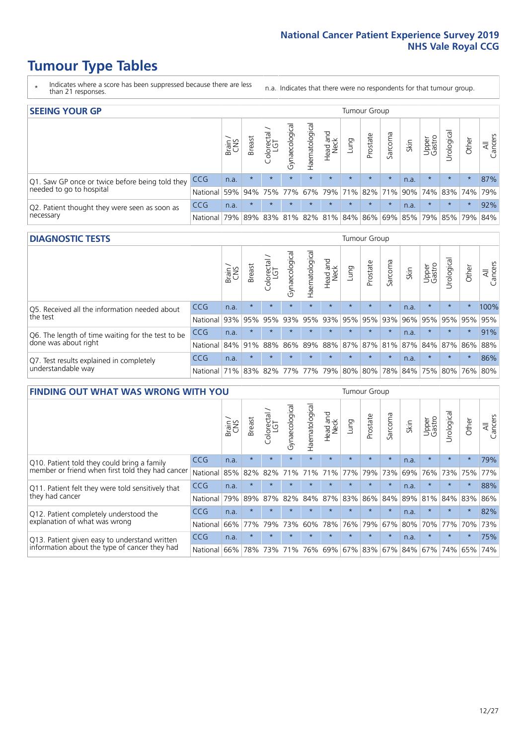# Tumour Type Tables

- \* Indicates where a score has been suppressed because there are less than 21 responses.
- n.a. Indicates that there were no respondents for that tumour group.

## SEEING YOUR GP

| | | Brain / CNS | Breast | Colorectal / LGT | Gynaecological | Haematological | Head and Neck | Lung | Prostate | Sarcoma | Skin | Upper Gastro | Urological | Other | All Cancers |
|---|---|---|---|---|---|---|---|---|---|---|---|---|---|---|---|
| Q1. Saw GP once or twice before being told they needed to go to hospital | CCG | n.a. | * | * | * | * | * | * | * | * | n.a. | * | * | * | 87% |
| | National | 59% | 94% | 75% | 77% | 67% | 79% | 71% | 82% | 71% | 90% | 74% | 83% | 74% | 79% |
| Q2. Patient thought they were seen as soon as necessary | CCG | n.a. | * | * | * | * | * | * | * | * | n.a. | * | * | * | 92% |
| | National | 79% | 89% | 83% | 81% | 82% | 81% | 84% | 86% | 69% | 85% | 79% | 85% | 79% | 84% |

## DIAGNOSTIC TESTS

| | | Brain / CNS | Breast | Colorectal / LGT | Gynaecological | Haematological | Head and Neck | Lung | Prostate | Sarcoma | Skin | Upper Gastro | Urological | Other | All Cancers |
|---|---|---|---|---|---|---|---|---|---|---|---|---|---|---|---|
| Q5. Received all the information needed about the test | CCG | n.a. | * | * | * | * | * | * | * | * | n.a. | * | * | * | 100% |
| | National | 93% | 95% | 95% | 93% | 95% | 93% | 95% | 95% | 93% | 96% | 95% | 95% | 95% | 95% |
| Q6. The length of time waiting for the test to be done was about right | CCG | n.a. | * | * | * | * | * | * | * | * | n.a. | * | * | * | 91% |
| | National | 84% | 91% | 88% | 86% | 89% | 88% | 87% | 87% | 81% | 87% | 84% | 87% | 86% | 88% |
| Q7. Test results explained in completely understandable way | CCG | n.a. | * | * | * | * | * | * | * | * | n.a. | * | * | * | 86% |
| | National | 71% | 83% | 82% | 77% | 77% | 79% | 80% | 80% | 78% | 84% | 75% | 80% | 76% | 80% |

## FINDING OUT WHAT WAS WRONG WITH YOU

| | | Brain / CNS | Breast | Colorectal / LGT | Gynaecological | Haematological | Head and Neck | Lung | Prostate | Sarcoma | Skin | Upper Gastro | Urological | Other | All Cancers |
|---|---|---|---|---|---|---|---|---|---|---|---|---|---|---|---|
| Q10. Patient told they could bring a family member or friend when first told they had cancer | CCG | n.a. | * | * | * | * | * | * | * | * | n.a. | * | * | * | 79% |
| | National | 85% | 82% | 82% | 71% | 71% | 71% | 77% | 79% | 73% | 69% | 76% | 73% | 75% | 77% |
| Q11. Patient felt they were told sensitively that they had cancer | CCG | n.a. | * | * | * | * | * | * | * | * | n.a. | * | * | * | 88% |
| | National | 79% | 89% | 87% | 82% | 84% | 87% | 83% | 86% | 84% | 89% | 81% | 84% | 83% | 86% |
| Q12. Patient completely understood the explanation of what was wrong | CCG | n.a. | * | * | * | * | * | * | * | * | n.a. | * | * | * | 82% |
| | National | 66% | 77% | 79% | 73% | 60% | 78% | 76% | 79% | 67% | 80% | 70% | 77% | 70% | 73% |
| Q13. Patient given easy to understand written information about the type of cancer they had | CCG | n.a. | * | * | * | * | * | * | * | * | n.a. | * | * | * | 75% |
| | National | 66% | 78% | 73% | 71% | 76% | 69% | 67% | 83% | 67% | 84% | 67% | 74% | 65% | 74% |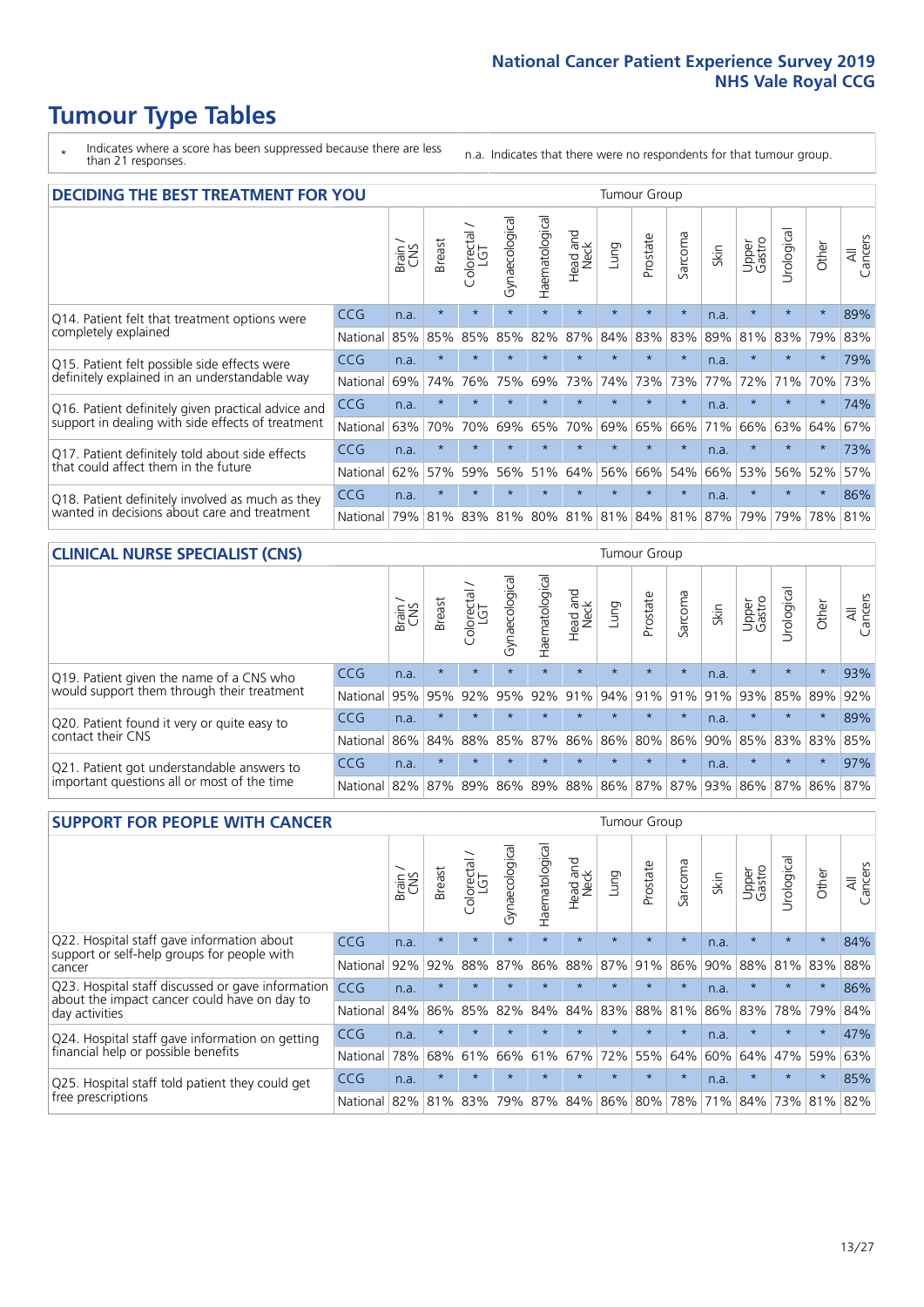# Tumour Type Tables

\* Indicates where a score has been suppressed because there are less than 21 responses.

n.a. Indicates that there were no respondents for that tumour group.

## DECIDING THE BEST TREATMENT FOR YOU

| | | Brain / CNS | Breast | Colorectal / LGT | Gynaecological | Haematological | Head and Neck | Lung | Prostate | Sarcoma | Skin | Upper Gastro | Urological | Other | All Cancers |
|---|---|---|---|---|---|---|---|---|---|---|---|---|---|---|---|
| Q14. Patient felt that treatment options were completely explained | CCG | n.a. | * | * | * | * | * | * | * | * | n.a. | * | * | * | 89% |
| | National | 85% | 85% | 85% | 85% | 82% | 87% | 84% | 83% | 83% | 89% | 81% | 83% | 79% | 83% |
| Q15. Patient felt possible side effects were definitely explained in an understandable way | CCG | n.a. | * | * | * | * | * | * | * | * | n.a. | * | * | * | 79% |
| | National | 69% | 74% | 76% | 75% | 69% | 73% | 74% | 73% | 73% | 77% | 72% | 71% | 70% | 73% |
| Q16. Patient definitely given practical advice and support in dealing with side effects of treatment | CCG | n.a. | * | * | * | * | * | * | * | * | n.a. | * | * | * | 74% |
| | National | 63% | 70% | 70% | 69% | 65% | 70% | 69% | 65% | 66% | 71% | 66% | 63% | 64% | 67% |
| Q17. Patient definitely told about side effects that could affect them in the future | CCG | n.a. | * | * | * | * | * | * | * | * | n.a. | * | * | * | 73% |
| | National | 62% | 57% | 59% | 56% | 51% | 64% | 56% | 66% | 54% | 66% | 53% | 56% | 52% | 57% |
| Q18. Patient definitely involved as much as they wanted in decisions about care and treatment | CCG | n.a. | * | * | * | * | * | * | * | * | n.a. | * | * | * | 86% |
| | National | 79% | 81% | 83% | 81% | 80% | 81% | 81% | 84% | 81% | 87% | 79% | 79% | 78% | 81% |

## CLINICAL NURSE SPECIALIST (CNS)

| | | Brain / CNS | Breast | Colorectal / LGT | Gynaecological | Haematological | Head and Neck | Lung | Prostate | Sarcoma | Skin | Upper Gastro | Urological | Other | All Cancers |
|---|---|---|---|---|---|---|---|---|---|---|---|---|---|---|---|
| Q19. Patient given the name of a CNS who would support them through their treatment | CCG | n.a. | * | * | * | * | * | * | * | * | n.a. | * | * | * | 93% |
| | National | 95% | 95% | 92% | 95% | 92% | 91% | 94% | 91% | 91% | 91% | 93% | 85% | 89% | 92% |
| Q20. Patient found it very or quite easy to contact their CNS | CCG | n.a. | * | * | * | * | * | * | * | * | n.a. | * | * | * | 89% |
| | National | 86% | 84% | 88% | 85% | 87% | 86% | 86% | 80% | 86% | 90% | 85% | 83% | 83% | 85% |
| Q21. Patient got understandable answers to important questions all or most of the time | CCG | n.a. | * | * | * | * | * | * | * | * | n.a. | * | * | * | 97% |
| | National | 82% | 87% | 89% | 86% | 89% | 88% | 86% | 87% | 87% | 93% | 86% | 87% | 86% | 87% |

## SUPPORT FOR PEOPLE WITH CANCER

| | | Brain / CNS | Breast | Colorectal / LGT | Gynaecological | Haematological | Head and Neck | Lung | Prostate | Sarcoma | Skin | Upper Gastro | Urological | Other | All Cancers |
|---|---|---|---|---|---|---|---|---|---|---|---|---|---|---|---|
| Q22. Hospital staff gave information about support or self-help groups for people with cancer | CCG | n.a. | * | * | * | * | * | * | * | * | n.a. | * | * | * | 84% |
| | National | 92% | 92% | 88% | 87% | 86% | 88% | 87% | 91% | 86% | 90% | 88% | 81% | 83% | 88% |
| Q23. Hospital staff discussed or gave information about the impact cancer could have on day to day activities | CCG | n.a. | * | * | * | * | * | * | * | * | n.a. | * | * | * | 86% |
| | National | 84% | 86% | 85% | 82% | 84% | 84% | 83% | 88% | 81% | 86% | 83% | 78% | 79% | 84% |
| Q24. Hospital staff gave information on getting financial help or possible benefits | CCG | n.a. | * | * | * | * | * | * | * | * | n.a. | * | * | * | 47% |
| | National | 78% | 68% | 61% | 66% | 61% | 67% | 72% | 55% | 64% | 60% | 64% | 47% | 59% | 63% |
| Q25. Hospital staff told patient they could get free prescriptions | CCG | n.a. | * | * | * | * | * | * | * | * | n.a. | * | * | * | 85% |
| | National | 82% | 81% | 83% | 79% | 87% | 84% | 86% | 80% | 78% | 71% | 84% | 73% | 81% | 82% |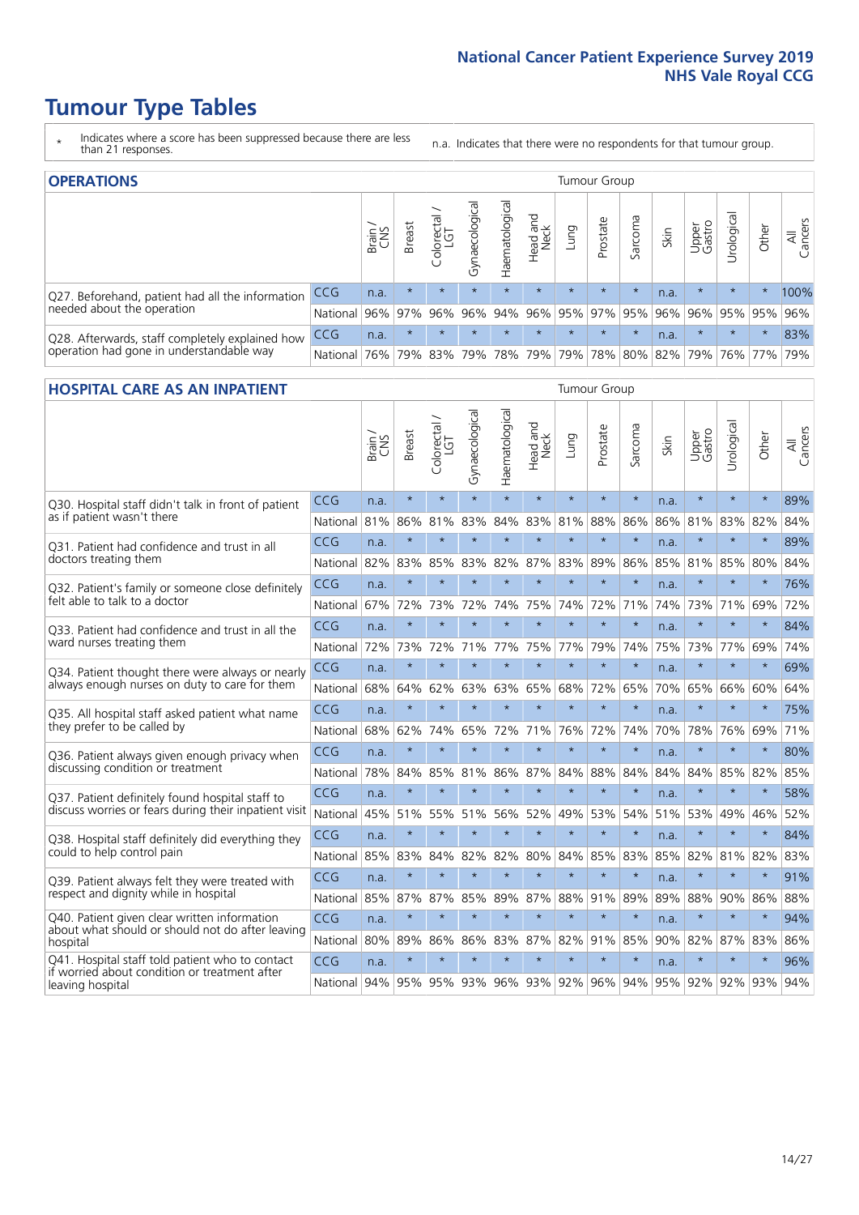# Tumour Type Tables

\* Indicates where a score has been suppressed because there are less than 21 responses.

n.a. Indicates that there were no respondents for that tumour group.

## OPERATIONS

| | | Brain / CNS | Breast | Colorectal / LGT | Gynaecological | Haematological | Head and Neck | Lung | Prostate | Sarcoma | Skin | Upper Gastro | Urological | Other | All Cancers |
|---|---|---|---|---|---|---|---|---|---|---|---|---|---|---|---|
| Q27. Beforehand, patient had all the information needed about the operation | CCG | n.a. | * | * | * | * | * | * | * | * | n.a. | * | * | * | 100% |
| | National | 96% | 97% | 96% | 96% | 94% | 96% | 95% | 97% | 95% | 96% | 96% | 95% | 95% | 96% |
| Q28. Afterwards, staff completely explained how operation had gone in understandable way | CCG | n.a. | * | * | * | * | * | * | * | * | n.a. | * | * | * | 83% |
| | National | 76% | 79% | 83% | 79% | 78% | 79% | 79% | 78% | 80% | 82% | 79% | 76% | 77% | 79% |

## HOSPITAL CARE AS AN INPATIENT

| | | Brain / CNS | Breast | Colorectal / LGT | Gynaecological | Haematological | Head and Neck | Lung | Prostate | Sarcoma | Skin | Upper Gastro | Urological | Other | All Cancers |
|---|---|---|---|---|---|---|---|---|---|---|---|---|---|---|---|
| Q30. Hospital staff didn't talk in front of patient as if patient wasn't there | CCG | n.a. | * | * | * | * | * | * | * | * | n.a. | * | * | * | 89% |
| | National | 81% | 86% | 81% | 83% | 84% | 83% | 81% | 88% | 86% | 86% | 81% | 83% | 82% | 84% |
| Q31. Patient had confidence and trust in all doctors treating them | CCG | n.a. | * | * | * | * | * | * | * | * | n.a. | * | * | * | 89% |
| | National | 82% | 83% | 85% | 83% | 82% | 87% | 83% | 89% | 86% | 85% | 81% | 85% | 80% | 84% |
| Q32. Patient's family or someone close definitely felt able to talk to a doctor | CCG | n.a. | * | * | * | * | * | * | * | * | n.a. | * | * | * | 76% |
| | National | 67% | 72% | 73% | 72% | 74% | 75% | 74% | 72% | 71% | 74% | 73% | 71% | 69% | 72% |
| Q33. Patient had confidence and trust in all the ward nurses treating them | CCG | n.a. | * | * | * | * | * | * | * | * | n.a. | * | * | * | 84% |
| | National | 72% | 73% | 72% | 71% | 77% | 75% | 77% | 79% | 74% | 75% | 73% | 77% | 69% | 74% |
| Q34. Patient thought there were always or nearly always enough nurses on duty to care for them | CCG | n.a. | * | * | * | * | * | * | * | * | n.a. | * | * | * | 69% |
| | National | 68% | 64% | 62% | 63% | 63% | 65% | 68% | 72% | 65% | 70% | 65% | 66% | 60% | 64% |
| Q35. All hospital staff asked patient what name they prefer to be called by | CCG | n.a. | * | * | * | * | * | * | * | * | n.a. | * | * | * | 75% |
| | National | 68% | 62% | 74% | 65% | 72% | 71% | 76% | 72% | 74% | 70% | 78% | 76% | 69% | 71% |
| Q36. Patient always given enough privacy when discussing condition or treatment | CCG | n.a. | * | * | * | * | * | * | * | * | n.a. | * | * | * | 80% |
| | National | 78% | 84% | 85% | 81% | 86% | 87% | 84% | 88% | 84% | 84% | 84% | 85% | 82% | 85% |
| Q37. Patient definitely found hospital staff to discuss worries or fears during their inpatient visit | CCG | n.a. | * | * | * | * | * | * | * | * | n.a. | * | * | * | 58% |
| | National | 45% | 51% | 55% | 51% | 56% | 52% | 49% | 53% | 54% | 51% | 53% | 49% | 46% | 52% |
| Q38. Hospital staff definitely did everything they could to help control pain | CCG | n.a. | * | * | * | * | * | * | * | * | n.a. | * | * | * | 84% |
| | National | 85% | 83% | 84% | 82% | 82% | 80% | 84% | 85% | 83% | 85% | 82% | 81% | 82% | 83% |
| Q39. Patient always felt they were treated with respect and dignity while in hospital | CCG | n.a. | * | * | * | * | * | * | * | * | n.a. | * | * | * | 91% |
| | National | 85% | 87% | 87% | 85% | 89% | 87% | 88% | 91% | 89% | 89% | 88% | 90% | 86% | 88% |
| Q40. Patient given clear written information about what should or should not do after leaving hospital | CCG | n.a. | * | * | * | * | * | * | * | * | n.a. | * | * | * | 94% |
| | National | 80% | 89% | 86% | 86% | 83% | 87% | 82% | 91% | 85% | 90% | 82% | 87% | 83% | 86% |
| Q41. Hospital staff told patient who to contact if worried about condition or treatment after leaving hospital | CCG | n.a. | * | * | * | * | * | * | * | * | n.a. | * | * | * | 96% |
| | National | 94% | 95% | 95% | 93% | 96% | 93% | 92% | 96% | 94% | 95% | 92% | 92% | 93% | 94% |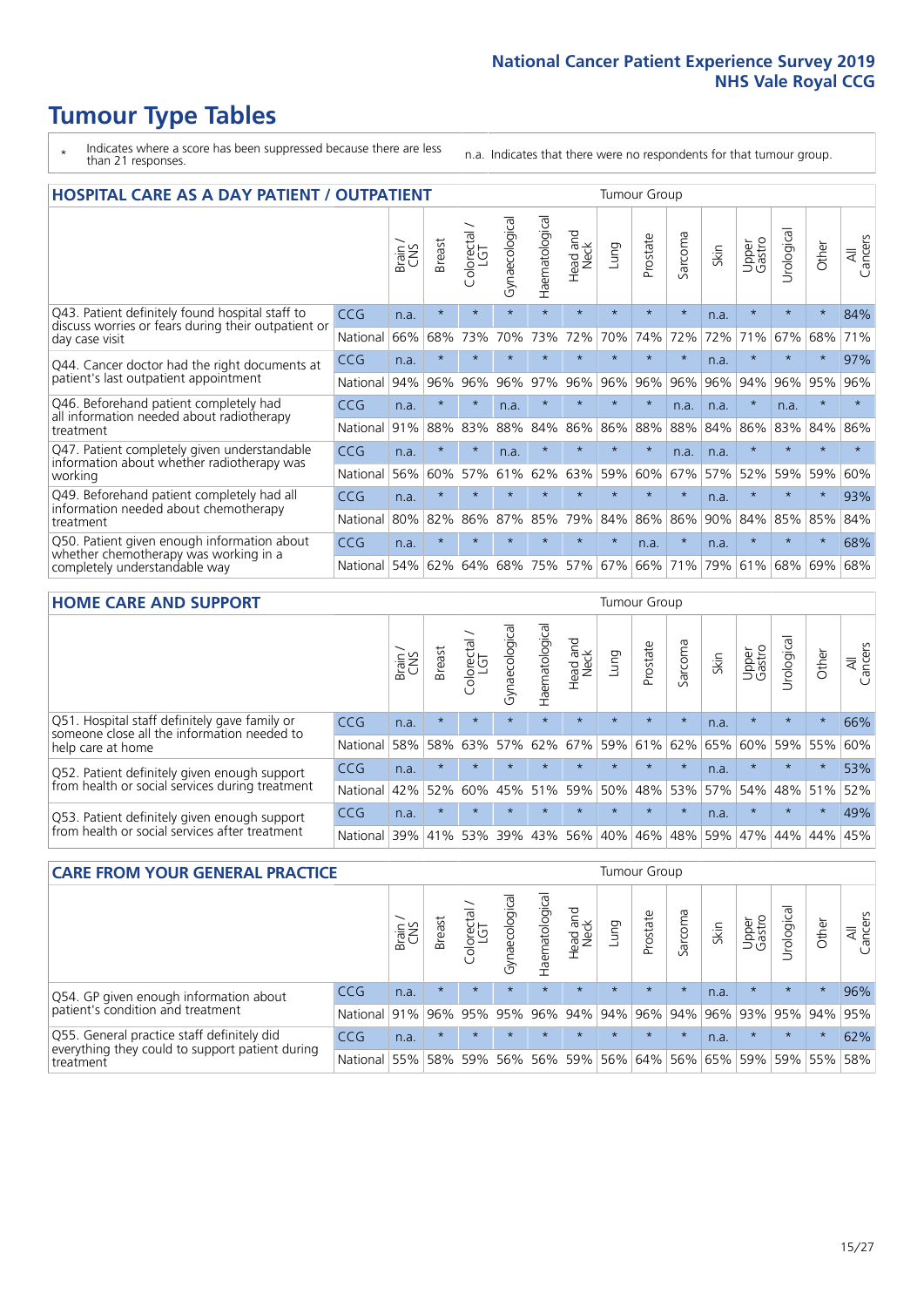# Tumour Type Tables

- \* Indicates where a score has been suppressed because there are less than 21 responses.
- n.a. Indicates that there were no respondents for that tumour group.

## HOSPITAL CARE AS A DAY PATIENT / OUTPATIENT

| | | Brain / CNS | Breast | Colorectal / LGT | Gynaecological | Haematological | Head and Neck | Lung | Prostate | Sarcoma | Skin | Upper Gastro | Urological | Other | All Cancers |
|---|---|---|---|---|---|---|---|---|---|---|---|---|---|---|---|
| Q43. Patient definitely found hospital staff to discuss worries or fears during their outpatient or day case visit | CCG | n.a. | * | * | * | * | * | * | * | * | n.a. | * | * | * | 84% |
| | National | 66% | 68% | 73% | 70% | 73% | 72% | 70% | 74% | 72% | 72% | 71% | 67% | 68% | 71% |
| Q44. Cancer doctor had the right documents at patient's last outpatient appointment | CCG | n.a. | * | * | * | * | * | * | * | * | n.a. | * | * | * | 97% |
| | National | 94% | 96% | 96% | 96% | 97% | 96% | 96% | 96% | 96% | 96% | 94% | 96% | 95% | 96% |
| Q46. Beforehand patient completely had all information needed about radiotherapy treatment | CCG | n.a. | * | * | n.a. | * | * | * | * | n.a. | n.a. | * | n.a. | * | * |
| | National | 91% | 88% | 83% | 88% | 84% | 86% | 86% | 88% | 88% | 84% | 86% | 83% | 84% | 86% |
| Q47. Patient completely given understandable information about whether radiotherapy was working | CCG | n.a. | * | * | n.a. | * | * | * | * | n.a. | n.a. | * | * | * | * |
| | National | 56% | 60% | 57% | 61% | 62% | 63% | 59% | 60% | 67% | 57% | 52% | 59% | 59% | 60% |
| Q49. Beforehand patient completely had all information needed about chemotherapy treatment | CCG | n.a. | * | * | * | * | * | * | * | * | n.a. | * | * | * | 93% |
| | National | 80% | 82% | 86% | 87% | 85% | 79% | 84% | 86% | 86% | 90% | 84% | 85% | 85% | 84% |
| Q50. Patient given enough information about whether chemotherapy was working in a completely understandable way | CCG | n.a. | * | * | * | * | * | * | n.a. | * | n.a. | * | * | * | 68% |
| | National | 54% | 62% | 64% | 68% | 75% | 57% | 67% | 66% | 71% | 79% | 61% | 68% | 69% | 68% |

## HOME CARE AND SUPPORT

| | | Brain / CNS | Breast | Colorectal / LGT | Gynaecological | Haematological | Head and Neck | Lung | Prostate | Sarcoma | Skin | Upper Gastro | Urological | Other | All Cancers |
|---|---|---|---|---|---|---|---|---|---|---|---|---|---|---|---|
| Q51. Hospital staff definitely gave family or someone close all the information needed to help care at home | CCG | n.a. | * | * | * | * | * | * | * | * | n.a. | * | * | * | 66% |
| | National | 58% | 58% | 63% | 57% | 62% | 67% | 59% | 61% | 62% | 65% | 60% | 59% | 55% | 60% |
| Q52. Patient definitely given enough support from health or social services during treatment | CCG | n.a. | * | * | * | * | * | * | * | * | n.a. | * | * | * | 53% |
| | National | 42% | 52% | 60% | 45% | 51% | 59% | 50% | 48% | 53% | 57% | 54% | 48% | 51% | 52% |
| Q53. Patient definitely given enough support from health or social services after treatment | CCG | n.a. | * | * | * | * | * | * | * | * | n.a. | * | * | * | 49% |
| | National | 39% | 41% | 53% | 39% | 43% | 56% | 40% | 46% | 48% | 59% | 47% | 44% | 44% | 45% |

## CARE FROM YOUR GENERAL PRACTICE

| | | Brain / CNS | Breast | Colorectal / LGT | Gynaecological | Haematological | Head and Neck | Lung | Prostate | Sarcoma | Skin | Upper Gastro | Urological | Other | All Cancers |
|---|---|---|---|---|---|---|---|---|---|---|---|---|---|---|---|
| Q54. GP given enough information about patient's condition and treatment | CCG | n.a. | * | * | * | * | * | * | * | * | n.a. | * | * | * | 96% |
| | National | 91% | 96% | 95% | 95% | 96% | 94% | 94% | 96% | 94% | 96% | 93% | 95% | 94% | 95% |
| Q55. General practice staff definitely did everything they could to support patient during treatment | CCG | n.a. | * | * | * | * | * | * | * | * | n.a. | * | * | * | 62% |
| | National | 55% | 58% | 59% | 56% | 56% | 59% | 56% | 64% | 56% | 65% | 59% | 59% | 55% | 58% |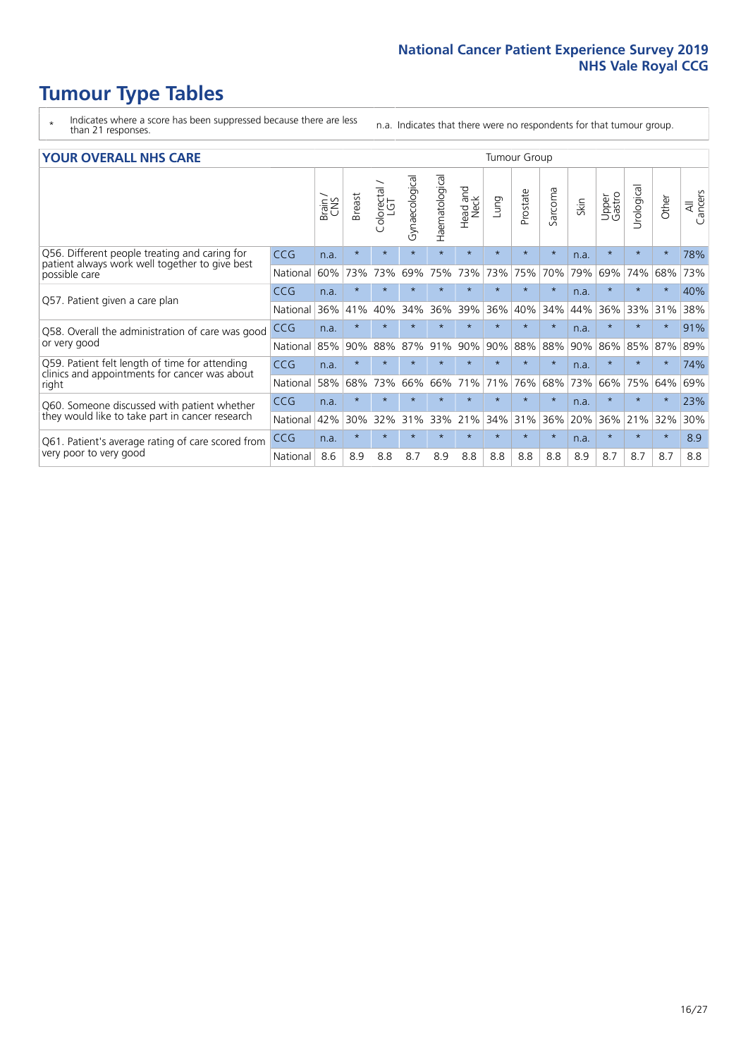# Tumour Type Tables

\* Indicates where a score has been suppressed because there are less than 21 responses.

n.a. Indicates that there were no respondents for that tumour group.

## YOUR OVERALL NHS CARE

| | | Tumour Group | | | | | | | | | | | | | |
|---|---|---|---|---|---|---|---|---|---|---|---|---|---|---|---|
| | | Brain / CNS | Breast | Colorectal / LGT | Gynaecological | Haematological | Head and Neck | Lung | Prostate | Sarcoma | Skin | Upper Gastro | Urological | Other | All Cancers |
| Q56. Different people treating and caring for patient always work well together to give best possible care | CCG | n.a. | * | * | * | * | * | * | * | * | n.a. | * | * | * | 78% |
| | National | 60% | 73% | 73% | 69% | 75% | 73% | 73% | 75% | 70% | 79% | 69% | 74% | 68% | 73% |
| Q57. Patient given a care plan | CCG | n.a. | * | * | * | * | * | * | * | * | n.a. | * | * | * | 40% |
| | National | 36% | 41% | 40% | 34% | 36% | 39% | 36% | 40% | 34% | 44% | 36% | 33% | 31% | 38% |
| Q58. Overall the administration of care was good or very good | CCG | n.a. | * | * | * | * | * | * | * | * | n.a. | * | * | * | 91% |
| | National | 85% | 90% | 88% | 87% | 91% | 90% | 90% | 88% | 88% | 90% | 86% | 85% | 87% | 89% |
| Q59. Patient felt length of time for attending clinics and appointments for cancer was about right | CCG | n.a. | * | * | * | * | * | * | * | * | n.a. | * | * | * | 74% |
| | National | 58% | 68% | 73% | 66% | 66% | 71% | 71% | 76% | 68% | 73% | 66% | 75% | 64% | 69% |
| Q60. Someone discussed with patient whether they would like to take part in cancer research | CCG | n.a. | * | * | * | * | * | * | * | * | n.a. | * | * | * | 23% |
| | National | 42% | 30% | 32% | 31% | 33% | 21% | 34% | 31% | 36% | 20% | 36% | 21% | 32% | 30% |
| Q61. Patient's average rating of care scored from very poor to very good | CCG | n.a. | * | * | * | * | * | * | * | * | n.a. | * | * | * | 8.9 |
| | National | 8.6 | 8.9 | 8.8 | 8.7 | 8.9 | 8.8 | 8.8 | 8.8 | 8.8 | 8.9 | 8.7 | 8.7 | 8.7 | 8.8 |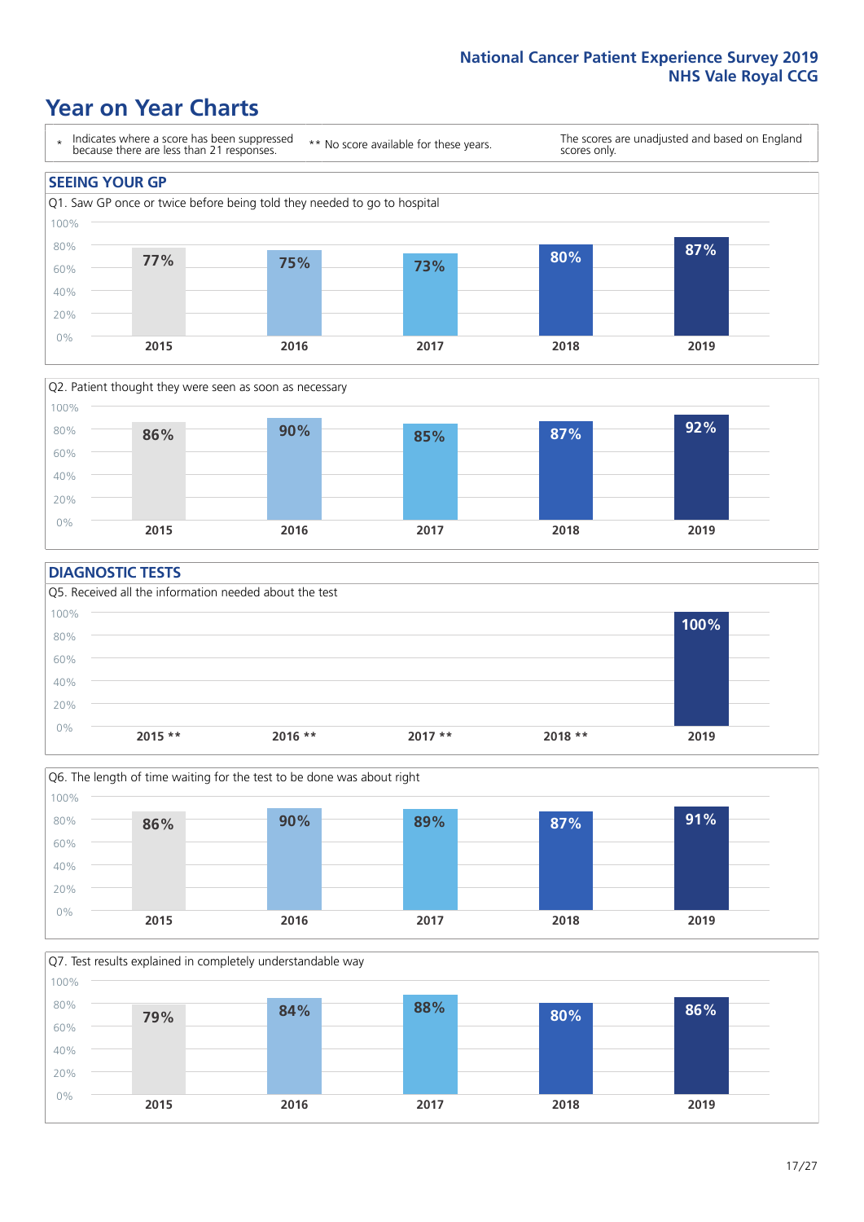# Year on Year Charts

| * Indicates where a score has been suppressed because there are less than 21 responses. | ** No score available for these years. | The scores are unadjusted and based on England scores only. |
| --- | --- | --- |

## SEEING YOUR GP

Q1. Saw GP once or twice before being told they needed to go to hospital

| 2015 | 2016 | 2017 | 2018 | 2019 |
| --- | --- | --- | --- | --- |
| 77% | 75% | 73% | 80% | 87% |

Q2. Patient thought they were seen as soon as necessary

| 2015 | 2016 | 2017 | 2018 | 2019 |
| --- | --- | --- | --- | --- |
| 86% | 90% | 85% | 87% | 92% |

## DIAGNOSTIC TESTS

Q5. Received all the information needed about the test

| 2015 ** | 2016 ** | 2017 ** | 2018 ** | 2019 |
| --- | --- | --- | --- | --- |
| | | | | 100% |

Q6. The length of time waiting for the test to be done was about right

| 2015 | 2016 | 2017 | 2018 | 2019 |
| --- | --- | --- | --- | --- |
| 86% | 90% | 89% | 87% | 91% |

Q7. Test results explained in completely understandable way

| 2015 | 2016 | 2017 | 2018 | 2019 |
| --- | --- | --- | --- | --- |
| 79% | 84% | 88% | 80% | 86% |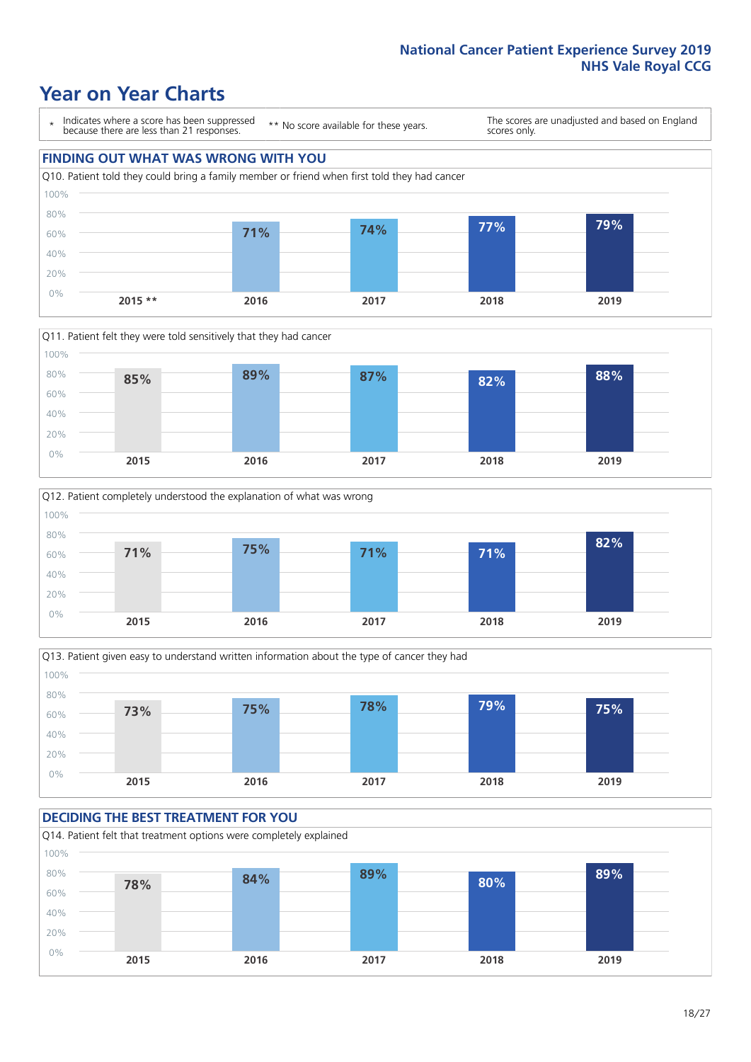# Year on Year Charts

\* Indicates where a score has been suppressed because there are less than 21 responses.

** No score available for these years.

The scores are unadjusted and based on England scores only.

## FINDING OUT WHAT WAS WRONG WITH YOU

Q10. Patient told they could bring a family member or friend when first told they had cancer

| 2015 ** | 2016 | 2017 | 2018 | 2019 |
|---|---|---|---|---|
| | 71% | 74% | 77% | 79% |

Q11. Patient felt they were told sensitively that they had cancer

| 2015 | 2016 | 2017 | 2018 | 2019 |
|---|---|---|---|---|
| 85% | 89% | 87% | 82% | 88% |

Q12. Patient completely understood the explanation of what was wrong

| 2015 | 2016 | 2017 | 2018 | 2019 |
|---|---|---|---|---|
| 71% | 75% | 71% | 71% | 82% |

Q13. Patient given easy to understand written information about the type of cancer they had

| 2015 | 2016 | 2017 | 2018 | 2019 |
|---|---|---|---|---|
| 73% | 75% | 78% | 79% | 75% |

## DECIDING THE BEST TREATMENT FOR YOU

Q14. Patient felt that treatment options were completely explained

| 2015 | 2016 | 2017 | 2018 | 2019 |
|---|---|---|---|---|
| 78% | 84% | 89% | 80% | 89% |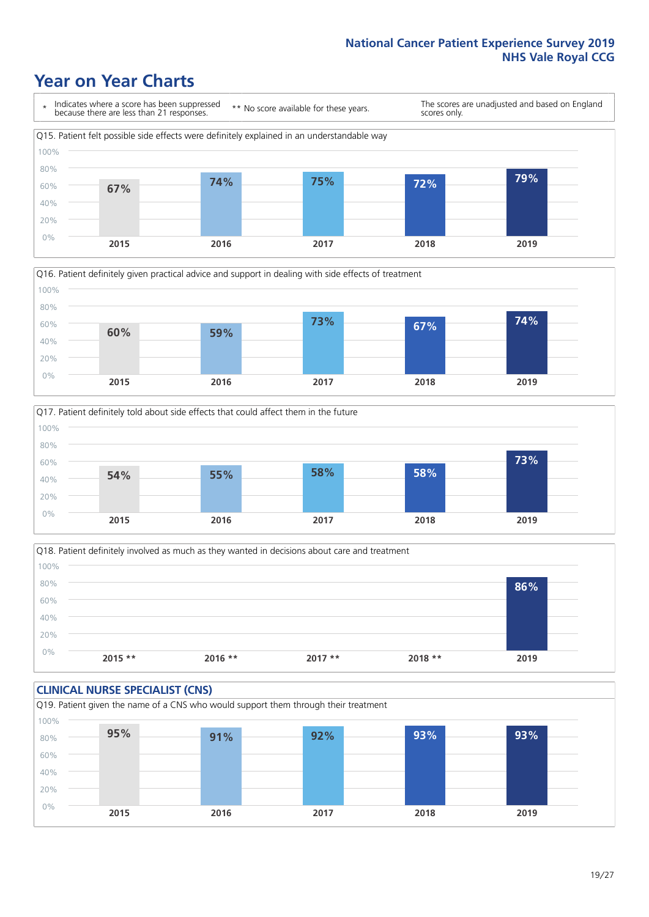# Year on Year Charts

\* Indicates where a score has been suppressed because there are less than 21 responses.

\*\* No score available for these years.

The scores are unadjusted and based on England scores only.

Q15. Patient felt possible side effects were definitely explained in an understandable way

| 2015 | 2016 | 2017 | 2018 | 2019 |
|---|---|---|---|---|
| 67% | 74% | 75% | 72% | 79% |

Q16. Patient definitely given practical advice and support in dealing with side effects of treatment

| 2015 | 2016 | 2017 | 2018 | 2019 |
|---|---|---|---|---|
| 60% | 59% | 73% | 67% | 74% |

Q17. Patient definitely told about side effects that could affect them in the future

| 2015 | 2016 | 2017 | 2018 | 2019 |
|---|---|---|---|---|
| 54% | 55% | 58% | 58% | 73% |

Q18. Patient definitely involved as much as they wanted in decisions about care and treatment

| 2015 ** | 2016 ** | 2017 ** | 2018 ** | 2019 |
|---|---|---|---|---|
| | | | | 86% |

## CLINICAL NURSE SPECIALIST (CNS)

Q19. Patient given the name of a CNS who would support them through their treatment

| 2015 | 2016 | 2017 | 2018 | 2019 |
|---|---|---|---|---|
| 95% | 91% | 92% | 93% | 93% |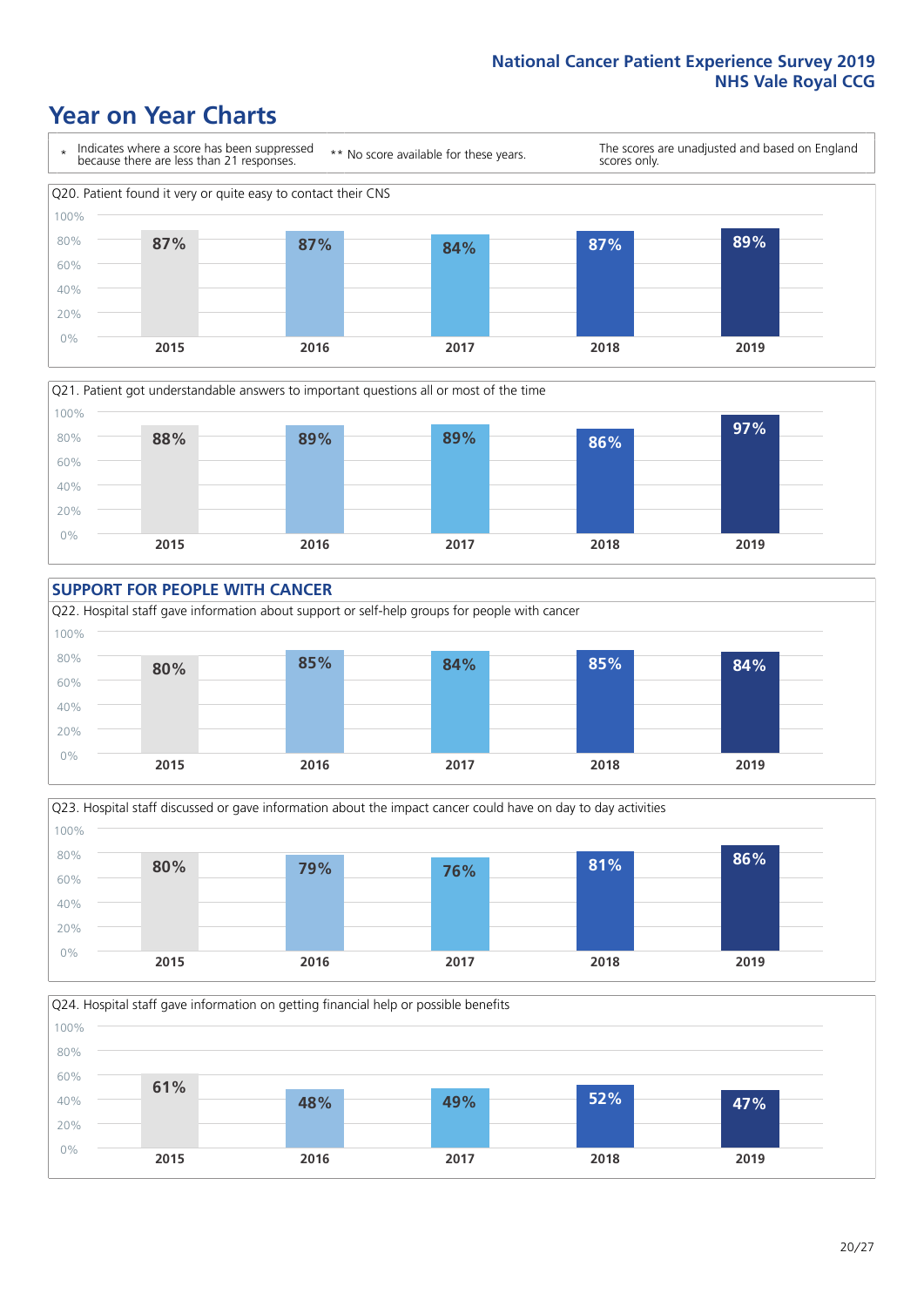# Year on Year Charts

\* Indicates where a score has been suppressed because there are less than 21 responses.

** No score available for these years.

The scores are unadjusted and based on England scores only.

Q20. Patient found it very or quite easy to contact their CNS

| 2015 | 2016 | 2017 | 2018 | 2019 |
|---|---|---|---|---|
| 87% | 87% | 84% | 87% | 89% |

Q21. Patient got understandable answers to important questions all or most of the time

| 2015 | 2016 | 2017 | 2018 | 2019 |
|---|---|---|---|---|
| 88% | 89% | 89% | 86% | 97% |

## SUPPORT FOR PEOPLE WITH CANCER

Q22. Hospital staff gave information about support or self-help groups for people with cancer

| 2015 | 2016 | 2017 | 2018 | 2019 |
|---|---|---|---|---|
| 80% | 85% | 84% | 85% | 84% |

Q23. Hospital staff discussed or gave information about the impact cancer could have on day to day activities

| 2015 | 2016 | 2017 | 2018 | 2019 |
|---|---|---|---|---|
| 80% | 79% | 76% | 81% | 86% |

Q24. Hospital staff gave information on getting financial help or possible benefits

| 2015 | 2016 | 2017 | 2018 | 2019 |
|---|---|---|---|---|
| 61% | 48% | 49% | 52% | 47% |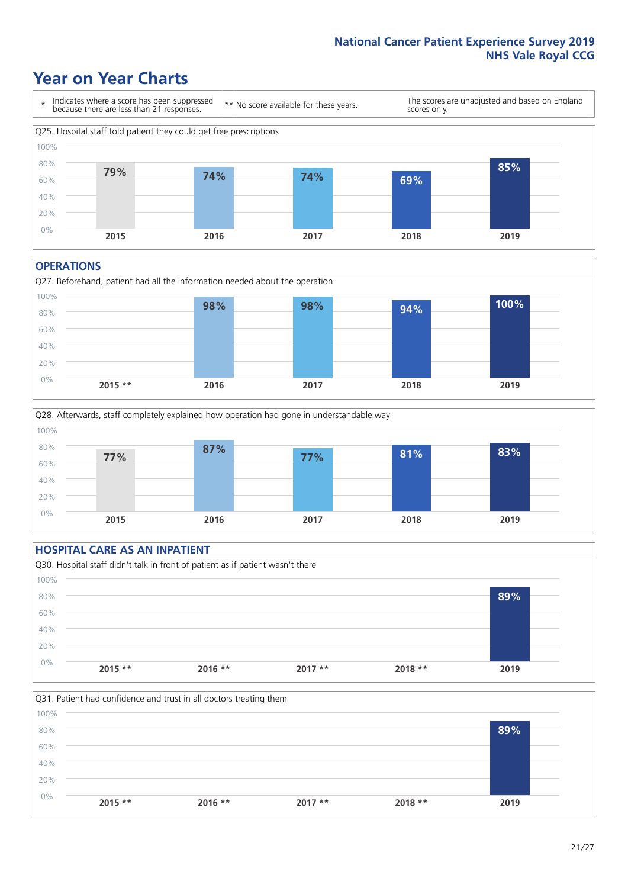# Year on Year Charts

\* Indicates where a score has been suppressed because there are less than 21 responses.

** No score available for these years.

The scores are unadjusted and based on England scores only.

Q25. Hospital staff told patient they could get free prescriptions

| 2015 | 2016 | 2017 | 2018 | 2019 |
|---|---|---|---|---|
| 79% | 74% | 74% | 69% | 85% |

## OPERATIONS

Q27. Beforehand, patient had all the information needed about the operation

| 2015 ** | 2016 | 2017 | 2018 | 2019 |
|---|---|---|---|---|
| | 98% | 98% | 94% | 100% |

Q28. Afterwards, staff completely explained how operation had gone in understandable way

| 2015 | 2016 | 2017 | 2018 | 2019 |
|---|---|---|---|---|
| 77% | 87% | 77% | 81% | 83% |

## HOSPITAL CARE AS AN INPATIENT

Q30. Hospital staff didn't talk in front of patient as if patient wasn't there

| 2015 ** | 2016 ** | 2017 ** | 2018 ** | 2019 |
|---|---|---|---|---|
| | | | | 89% |

Q31. Patient had confidence and trust in all doctors treating them

| 2015 ** | 2016 ** | 2017 ** | 2018 ** | 2019 |
|---|---|---|---|---|
| | | | | 89% |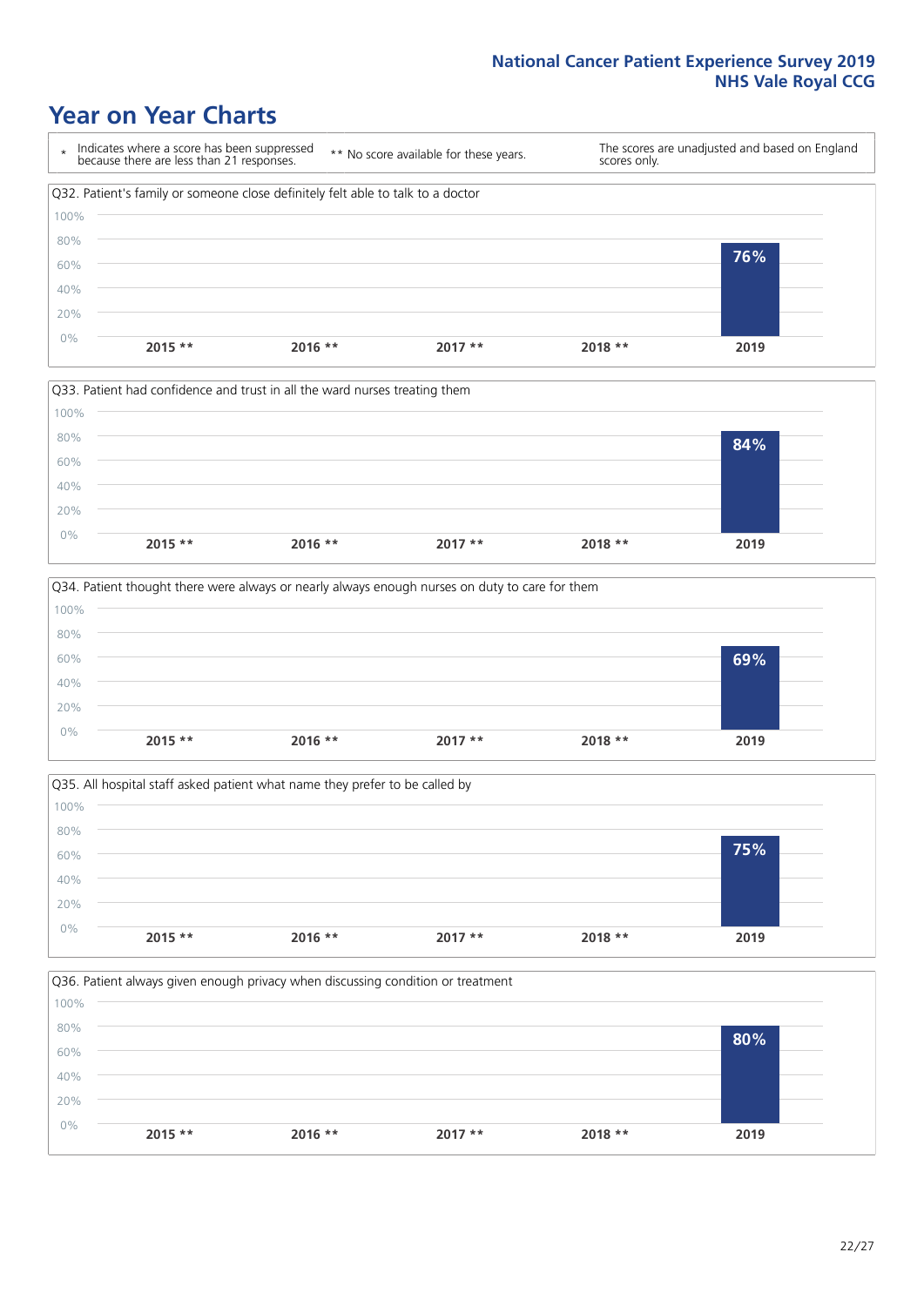# Year on Year Charts

| * Indicates where a score has been suppressed because there are less than 21 responses. | ** No score available for these years. | The scores are unadjusted and based on England scores only. |
| --- | --- | --- |

Q32. Patient's family or someone close definitely felt able to talk to a doctor

| 2015 ** | 2016 ** | 2017 ** | 2018 ** | 2019 |
| --- | --- | --- | --- | --- |
| | | | | 76% |

Q33. Patient had confidence and trust in all the ward nurses treating them

| 2015 ** | 2016 ** | 2017 ** | 2018 ** | 2019 |
| --- | --- | --- | --- | --- |
| | | | | 84% |

Q34. Patient thought there were always or nearly always enough nurses on duty to care for them

| 2015 ** | 2016 ** | 2017 ** | 2018 ** | 2019 |
| --- | --- | --- | --- | --- |
| | | | | 69% |

Q35. All hospital staff asked patient what name they prefer to be called by

| 2015 ** | 2016 ** | 2017 ** | 2018 ** | 2019 |
| --- | --- | --- | --- | --- |
| | | | | 75% |

Q36. Patient always given enough privacy when discussing condition or treatment

| 2015 ** | 2016 ** | 2017 ** | 2018 ** | 2019 |
| --- | --- | --- | --- | --- |
| | | | | 80% |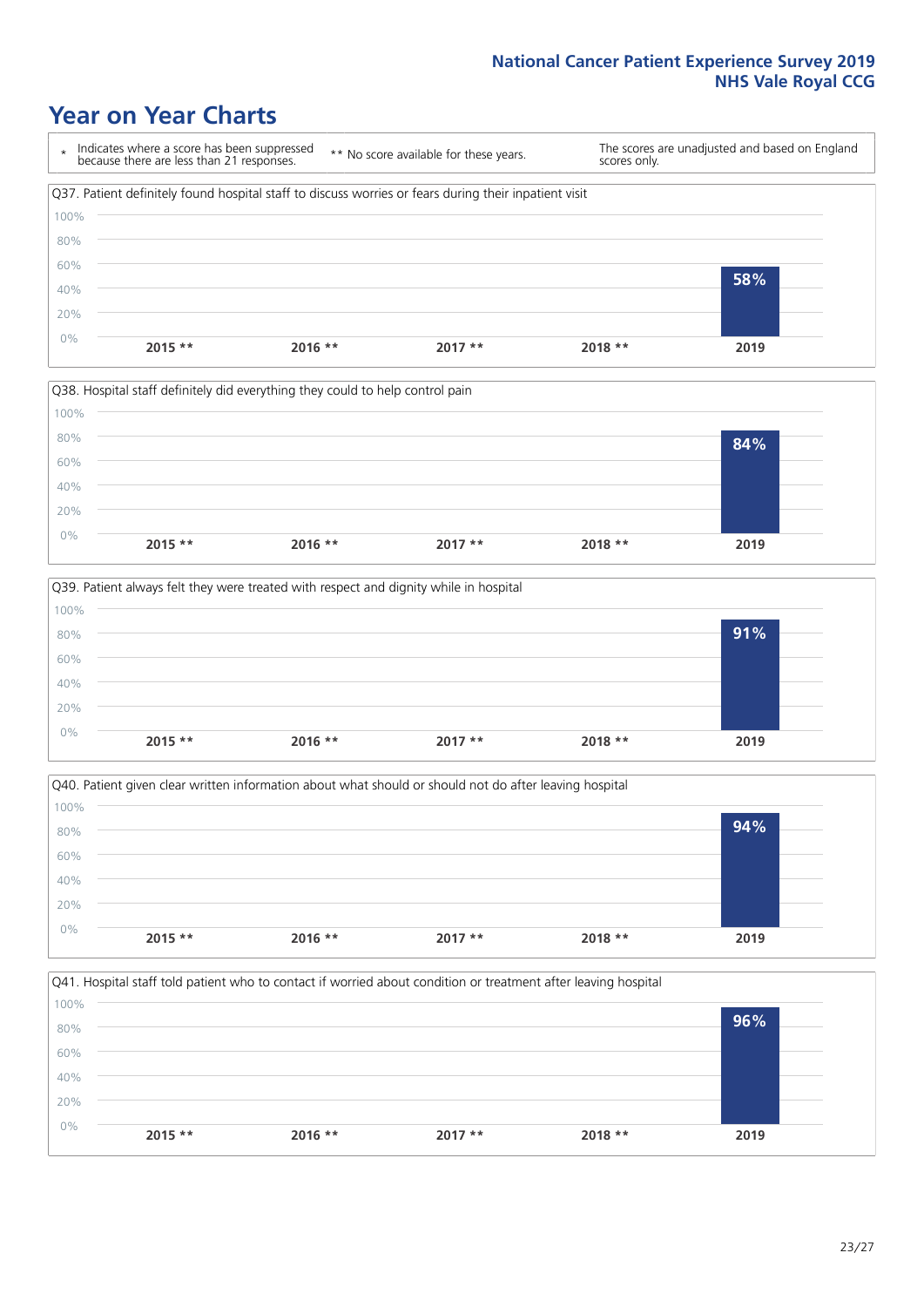# Year on Year Charts

\* Indicates where a score has been suppressed because there are less than 21 responses.

** No score available for these years.

The scores are unadjusted and based on England scores only.

Q37. Patient definitely found hospital staff to discuss worries or fears during their inpatient visit

| 2015 ** | 2016 ** | 2017 ** | 2018 ** | 2019 |
|---|---|---|---|---|
| | | | | 58% |

Q38. Hospital staff definitely did everything they could to help control pain

| 2015 ** | 2016 ** | 2017 ** | 2018 ** | 2019 |
|---|---|---|---|---|
| | | | | 84% |

Q39. Patient always felt they were treated with respect and dignity while in hospital

| 2015 ** | 2016 ** | 2017 ** | 2018 ** | 2019 |
|---|---|---|---|---|
| | | | | 91% |

Q40. Patient given clear written information about what should or should not do after leaving hospital

| 2015 ** | 2016 ** | 2017 ** | 2018 ** | 2019 |
|---|---|---|---|---|
| | | | | 94% |

Q41. Hospital staff told patient who to contact if worried about condition or treatment after leaving hospital

| 2015 ** | 2016 ** | 2017 ** | 2018 ** | 2019 |
|---|---|---|---|---|
| | | | | 96% |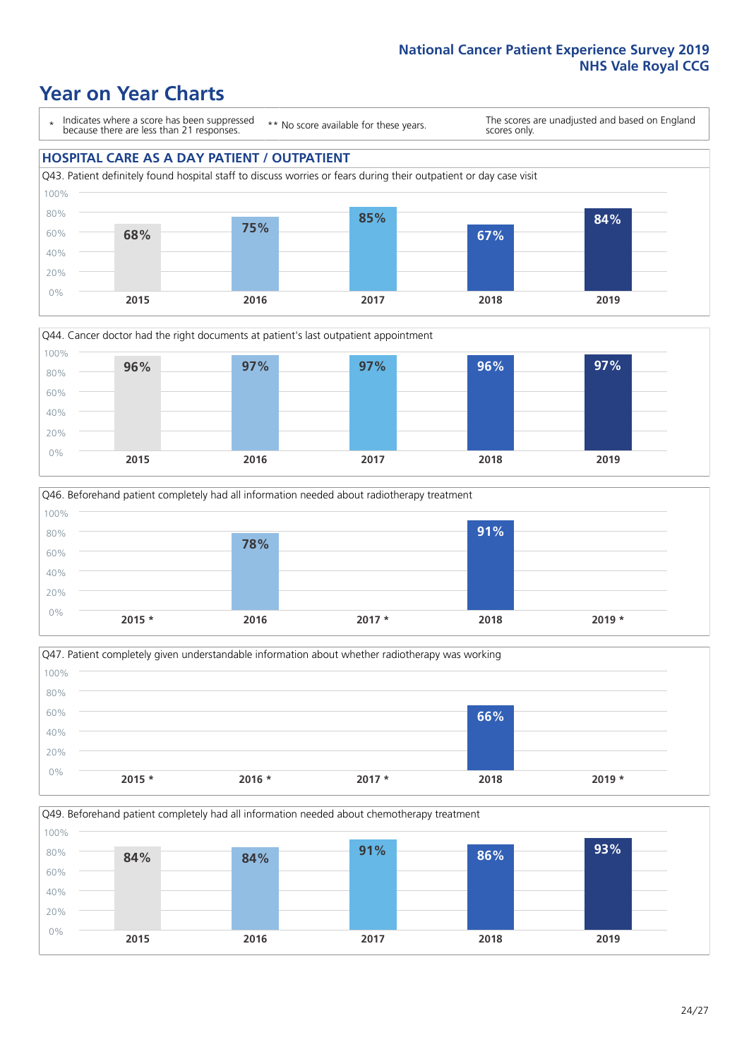# Year on Year Charts

\* Indicates where a score has been suppressed because there are less than 21 responses.

\*\* No score available for these years.

The scores are unadjusted and based on England scores only.

## HOSPITAL CARE AS A DAY PATIENT / OUTPATIENT

Q43. Patient definitely found hospital staff to discuss worries or fears during their outpatient or day case visit

| 2015 | 2016 | 2017 | 2018 | 2019 |
|---|---|---|---|---|
| 68% | 75% | 85% | 67% | 84% |

Q44. Cancer doctor had the right documents at patient's last outpatient appointment

| 2015 | 2016 | 2017 | 2018 | 2019 |
|---|---|---|---|---|
| 96% | 97% | 97% | 96% | 97% |

Q46. Beforehand patient completely had all information needed about radiotherapy treatment

| 2015 * | 2016 | 2017 * | 2018 | 2019 * |
|---|---|---|---|---|
| | 78% | | 91% | |

Q47. Patient completely given understandable information about whether radiotherapy was working

| 2015 * | 2016 * | 2017 * | 2018 | 2019 * |
|---|---|---|---|---|
| | | | 66% | |

Q49. Beforehand patient completely had all information needed about chemotherapy treatment

| 2015 | 2016 | 2017 | 2018 | 2019 |
|---|---|---|---|---|
| 84% | 84% | 91% | 86% | 93% |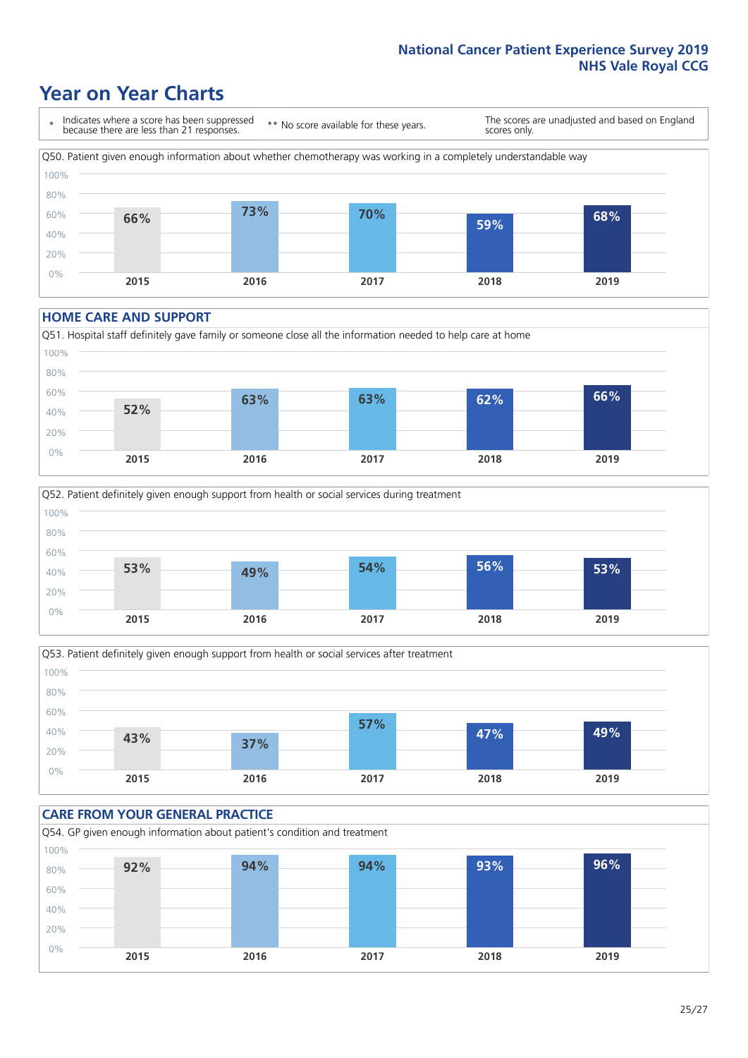# Year on Year Charts

\* Indicates where a score has been suppressed because there are less than 21 responses.

\*\* No score available for these years.

The scores are unadjusted and based on England scores only.

Q50. Patient given enough information about whether chemotherapy was working in a completely understandable way

| 2015 | 2016 | 2017 | 2018 | 2019 |
|---|---|---|---|---|
| 66% | 73% | 70% | 59% | 68% |

## HOME CARE AND SUPPORT

Q51. Hospital staff definitely gave family or someone close all the information needed to help care at home

| 2015 | 2016 | 2017 | 2018 | 2019 |
|---|---|---|---|---|
| 52% | 63% | 63% | 62% | 66% |

Q52. Patient definitely given enough support from health or social services during treatment

| 2015 | 2016 | 2017 | 2018 | 2019 |
|---|---|---|---|---|
| 53% | 49% | 54% | 56% | 53% |

Q53. Patient definitely given enough support from health or social services after treatment

| 2015 | 2016 | 2017 | 2018 | 2019 |
|---|---|---|---|---|
| 43% | 37% | 57% | 47% | 49% |

## CARE FROM YOUR GENERAL PRACTICE

Q54. GP given enough information about patient's condition and treatment

| 2015 | 2016 | 2017 | 2018 | 2019 |
|---|---|---|---|---|
| 92% | 94% | 94% | 93% | 96% |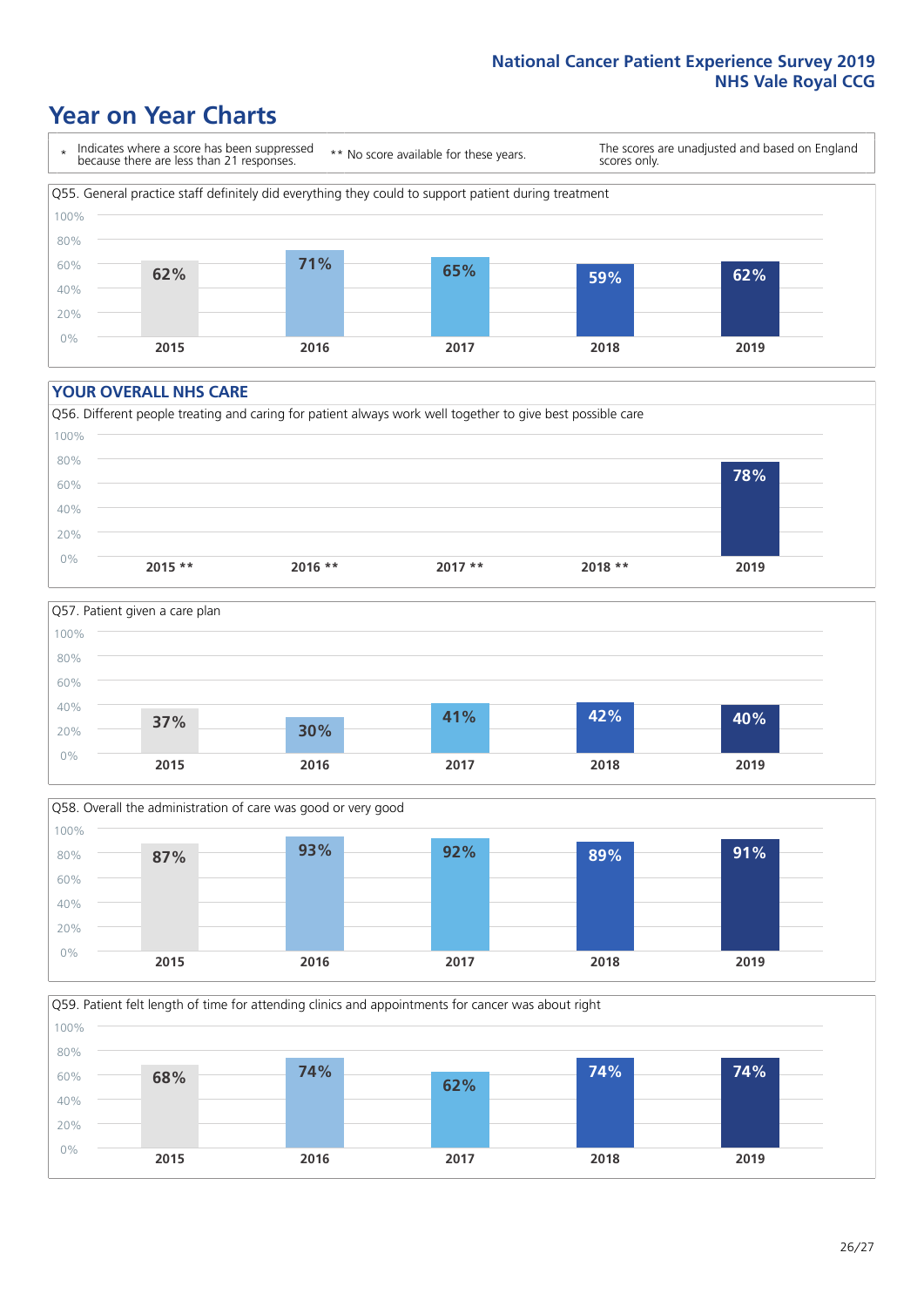# Year on Year Charts

\* Indicates where a score has been suppressed because there are less than 21 responses.

\*\* No score available for these years.

The scores are unadjusted and based on England scores only.

Q55. General practice staff definitely did everything they could to support patient during treatment

| 2015 | 2016 | 2017 | 2018 | 2019 |
| --- | --- | --- | --- | --- |
| 62% | 71% | 65% | 59% | 62% |

## YOUR OVERALL NHS CARE

Q56. Different people treating and caring for patient always work well together to give best possible care

| 2015 ** | 2016 ** | 2017 ** | 2018 ** | 2019 |
| --- | --- | --- | --- | --- |
| | | | | 78% |

Q57. Patient given a care plan

| 2015 | 2016 | 2017 | 2018 | 2019 |
| --- | --- | --- | --- | --- |
| 37% | 30% | 41% | 42% | 40% |

Q58. Overall the administration of care was good or very good

| 2015 | 2016 | 2017 | 2018 | 2019 |
| --- | --- | --- | --- | --- |
| 87% | 93% | 92% | 89% | 91% |

Q59. Patient felt length of time for attending clinics and appointments for cancer was about right

| 2015 | 2016 | 2017 | 2018 | 2019 |
| --- | --- | --- | --- | --- |
| 68% | 74% | 62% | 74% | 74% |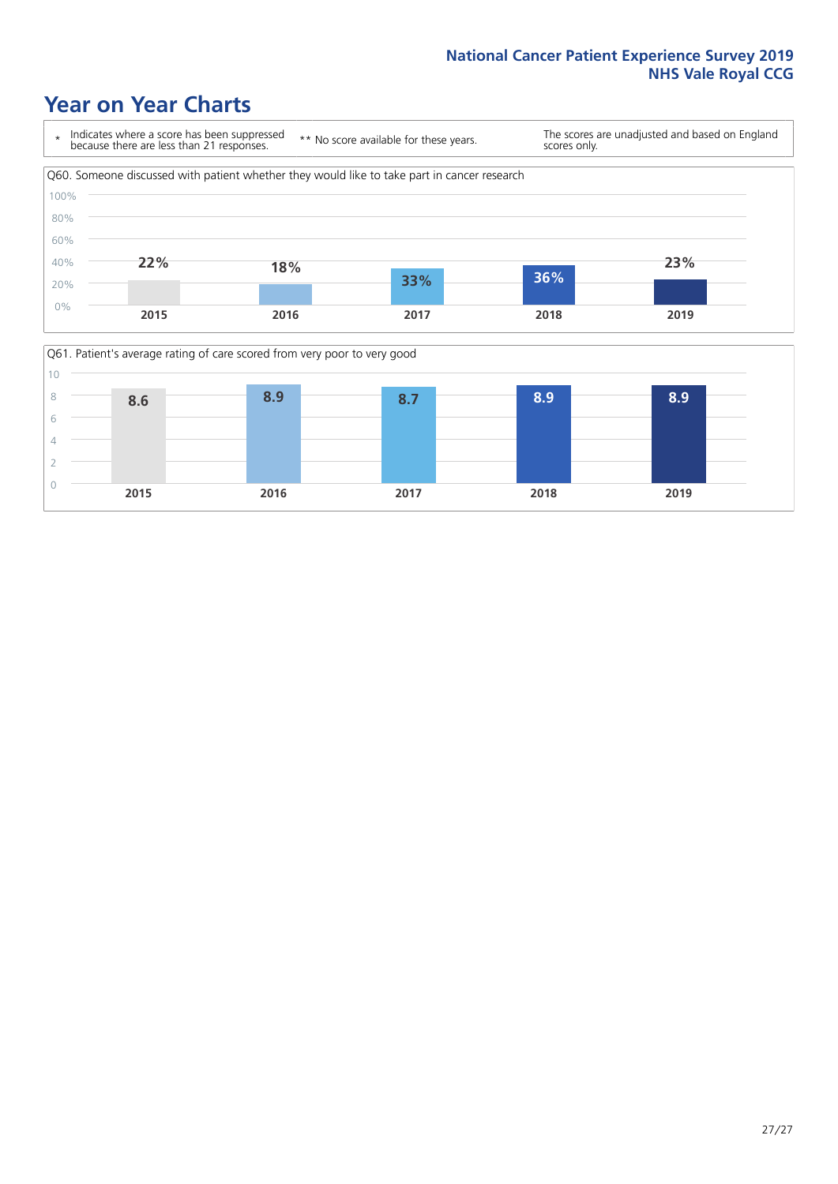# Year on Year Charts

\* Indicates where a score has been suppressed because there are less than 21 responses.

** No score available for these years.

The scores are unadjusted and based on England scores only.

Q60. Someone discussed with patient whether they would like to take part in cancer research

100%
80%
60%
40%
20%
0%

22%
18%
33%
36%
23%

2015
2016
2017
2018
2019

Q61. Patient's average rating of care scored from very poor to very good

10
8
6
4
2
0

8.6
8.9
8.7
8.9
8.9

2015
2016
2017
2018
2019